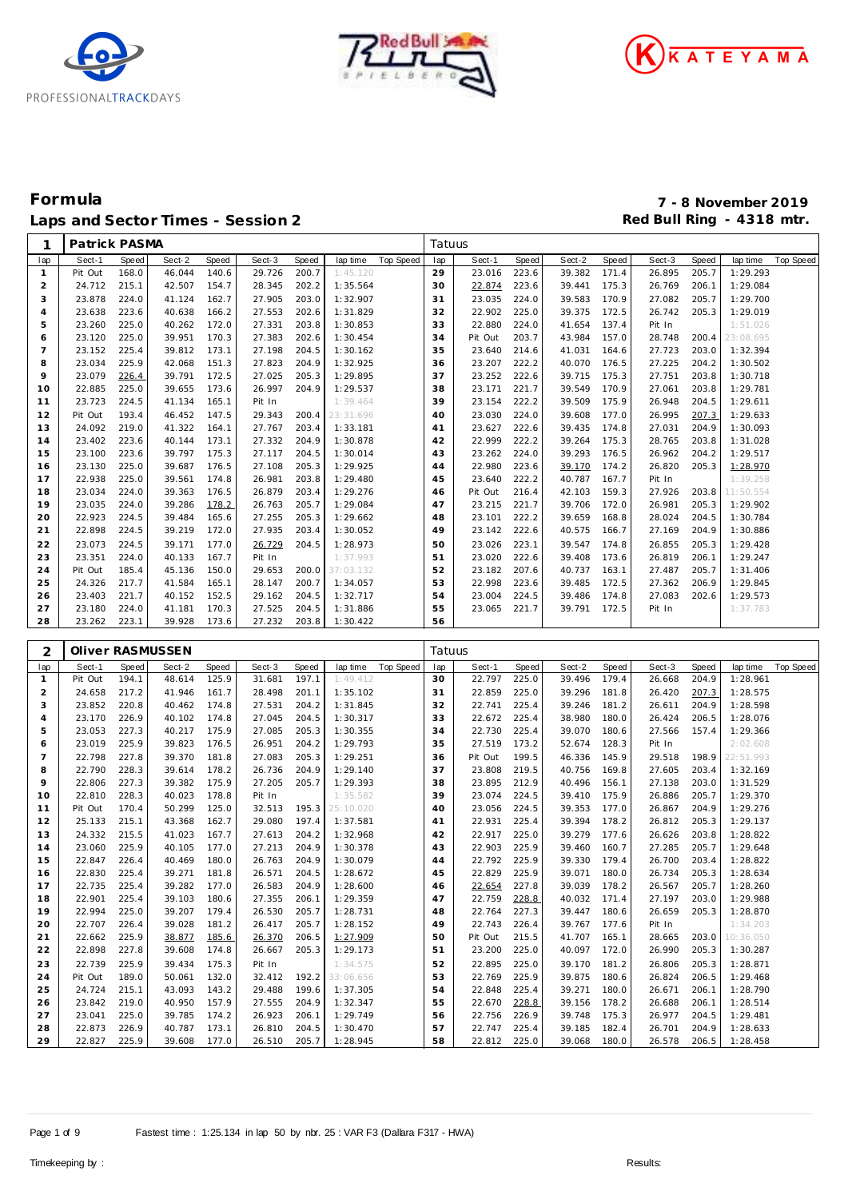# Formula

## Laps and Sector Times - Session 2

**7 - 8 November 2019**
**Red Bull Ring - 4318 mtr.**

| 1 | Patrick PASMA | | | | | | | | Tatuus | | | | | | | | |
|---|---|---|---|---|---|---|---|---|---|---|---|---|---|---|---|---|---|
| lap | Sect-1 | Speed | Sect-2 | Speed | Sect-3 | Speed | lap time | Top Speed | lap | Sect-1 | Speed | Sect-2 | Speed | Sect-3 | Speed | lap time | Top Speed |
| 1 | Pit Out | 168.0 | 46.044 | 140.6 | 29.726 | 200.7 | 1:45.120 | | 29 | 23.016 | 223.6 | 39.382 | 171.4 | 26.895 | 205.7 | 1:29.293 | |
| 2 | 24.712 | 215.1 | 42.507 | 154.7 | 28.345 | 202.2 | 1:35.564 | | 30 | 22.874 | 223.6 | 39.441 | 175.3 | 26.769 | 206.1 | 1:29.084 | |
| 3 | 23.878 | 224.0 | 41.124 | 162.7 | 27.905 | 203.0 | 1:32.907 | | 31 | 23.035 | 224.0 | 39.583 | 170.9 | 27.082 | 205.7 | 1:29.700 | |
| 4 | 23.638 | 223.6 | 40.638 | 166.2 | 27.553 | 202.6 | 1:31.829 | | 32 | 22.902 | 225.0 | 39.375 | 172.5 | 26.742 | 205.3 | 1:29.019 | |
| 5 | 23.260 | 225.0 | 40.262 | 172.0 | 27.331 | 203.8 | 1:30.853 | | 33 | 22.880 | 224.0 | 41.654 | 137.4 | Pit In | | 1:51.026 | |
| 6 | 23.120 | 225.0 | 39.951 | 170.3 | 27.383 | 202.6 | 1:30.454 | | 34 | Pit Out | 203.7 | 43.984 | 157.0 | 28.748 | 200.4 | 23:08.695 | |
| 7 | 23.152 | 225.4 | 39.812 | 173.1 | 27.198 | 204.5 | 1:30.162 | | 35 | 23.640 | 214.6 | 41.031 | 164.6 | 27.723 | 203.0 | 1:32.394 | |
| 8 | 23.034 | 225.9 | 42.068 | 151.3 | 27.823 | 204.9 | 1:32.925 | | 36 | 23.207 | 222.2 | 40.070 | 176.5 | 27.225 | 204.2 | 1:30.502 | |
| 9 | 23.079 | 226.4 | 39.791 | 172.5 | 27.025 | 205.3 | 1:29.895 | | 37 | 23.252 | 222.6 | 39.715 | 175.3 | 27.751 | 203.8 | 1:30.718 | |
| 10 | 22.885 | 225.0 | 39.655 | 173.6 | 26.997 | 204.9 | 1:29.537 | | 38 | 23.171 | 221.7 | 39.549 | 170.9 | 27.061 | 203.8 | 1:29.781 | |
| 11 | 23.723 | 224.5 | 41.134 | 165.1 | Pit In | | 1:39.464 | | 39 | 23.154 | 222.2 | 39.509 | 175.9 | 26.948 | 204.5 | 1:29.611 | |
| 12 | Pit Out | 193.4 | 46.452 | 147.5 | 29.343 | 200.4 | 23:31.696 | | 40 | 23.030 | 224.0 | 39.608 | 177.0 | 26.995 | 207.3 | 1:29.633 | |
| 13 | 24.092 | 219.0 | 41.322 | 164.1 | 27.767 | 203.4 | 1:33.181 | | 41 | 23.627 | 222.6 | 39.435 | 174.8 | 27.031 | 204.9 | 1:30.093 | |
| 14 | 23.402 | 223.6 | 40.144 | 173.1 | 27.332 | 204.9 | 1:30.878 | | 42 | 22.999 | 222.2 | 39.264 | 175.3 | 28.765 | 203.8 | 1:31.028 | |
| 15 | 23.100 | 223.6 | 39.797 | 175.3 | 27.117 | 204.5 | 1:30.014 | | 43 | 23.262 | 224.0 | 39.293 | 176.5 | 26.962 | 204.2 | 1:29.517 | |
| 16 | 23.130 | 225.0 | 39.687 | 176.5 | 27.108 | 205.3 | 1:29.925 | | 44 | 22.980 | 223.6 | 39.170 | 174.2 | 26.820 | 205.3 | 1:28.970 | |
| 17 | 22.938 | 225.0 | 39.561 | 174.8 | 26.981 | 203.8 | 1:29.480 | | 45 | 23.640 | 222.2 | 40.787 | 167.7 | Pit In | | 1:39.258 | |
| 18 | 23.034 | 224.0 | 39.363 | 176.5 | 26.879 | 203.4 | 1:29.276 | | 46 | Pit Out | 216.4 | 42.103 | 159.3 | 27.926 | 203.8 | 11:50.554 | |
| 19 | 23.035 | 224.0 | 39.286 | 178.2 | 26.763 | 205.7 | 1:29.084 | | 47 | 23.215 | 221.7 | 39.706 | 172.0 | 26.981 | 205.3 | 1:29.902 | |
| 20 | 22.923 | 224.5 | 39.484 | 165.6 | 27.255 | 205.3 | 1:29.662 | | 48 | 23.101 | 222.2 | 39.659 | 168.8 | 28.024 | 204.5 | 1:30.784 | |
| 21 | 22.898 | 224.5 | 39.219 | 172.0 | 27.935 | 203.4 | 1:30.052 | | 49 | 23.142 | 222.6 | 40.575 | 166.7 | 27.169 | 204.9 | 1:30.886 | |
| 22 | 23.073 | 224.5 | 39.171 | 177.0 | 26.729 | 204.5 | 1:28.973 | | 50 | 23.026 | 223.1 | 39.547 | 174.8 | 26.855 | 205.3 | 1:29.428 | |
| 23 | 23.351 | 224.0 | 40.133 | 167.7 | Pit In | | 1:37.993 | | 51 | 23.020 | 222.6 | 39.408 | 173.6 | 26.819 | 206.1 | 1:29.247 | |
| 24 | Pit Out | 185.4 | 45.136 | 150.0 | 29.653 | 200.0 | 37:03.132 | | 52 | 23.182 | 207.6 | 40.737 | 163.1 | 27.487 | 205.7 | 1:31.406 | |
| 25 | 24.326 | 217.7 | 41.584 | 165.1 | 28.147 | 200.7 | 1:34.057 | | 53 | 22.998 | 223.6 | 39.485 | 172.5 | 27.362 | 206.9 | 1:29.845 | |
| 26 | 23.403 | 221.7 | 40.152 | 152.5 | 29.162 | 204.5 | 1:32.717 | | 54 | 23.004 | 224.5 | 39.486 | 174.8 | 27.083 | 202.6 | 1:29.573 | |
| 27 | 23.180 | 224.0 | 41.181 | 170.3 | 27.525 | 204.5 | 1:31.886 | | 55 | 23.065 | 221.7 | 39.791 | 172.5 | Pit In | | 1:37.783 | |
| 28 | 23.262 | 223.1 | 39.928 | 173.6 | 27.232 | 203.8 | 1:30.422 | | 56 | | | | | | | | |

| 2 | Oliver RASMUSSEN | | | | | | | | Tatuus | | | | | | | | |
|---|---|---|---|---|---|---|---|---|---|---|---|---|---|---|---|---|---|
| lap | Sect-1 | Speed | Sect-2 | Speed | Sect-3 | Speed | lap time | Top Speed | lap | Sect-1 | Speed | Sect-2 | Speed | Sect-3 | Speed | lap time | Top Speed |
| 1 | Pit Out | 194.1 | 48.614 | 125.9 | 31.681 | 197.1 | 1:49.412 | | 30 | 22.797 | 225.0 | 39.496 | 179.4 | 26.668 | 204.9 | 1:28.961 | |
| 2 | 24.658 | 217.2 | 41.946 | 161.7 | 28.498 | 201.1 | 1:35.102 | | 31 | 22.859 | 225.0 | 39.296 | 181.8 | 26.420 | 207.3 | 1:28.575 | |
| 3 | 23.852 | 220.8 | 40.462 | 174.8 | 27.531 | 204.2 | 1:31.845 | | 32 | 22.741 | 225.4 | 39.246 | 181.2 | 26.611 | 204.9 | 1:28.598 | |
| 4 | 23.170 | 226.9 | 40.102 | 174.8 | 27.045 | 204.5 | 1:30.317 | | 33 | 22.672 | 225.4 | 38.980 | 180.0 | 26.424 | 206.5 | 1:28.076 | |
| 5 | 23.053 | 227.3 | 40.217 | 175.9 | 27.085 | 205.3 | 1:30.355 | | 34 | 22.730 | 225.4 | 39.070 | 180.6 | 27.566 | 157.4 | 1:29.366 | |
| 6 | 23.019 | 225.9 | 39.823 | 176.5 | 26.951 | 204.2 | 1:29.793 | | 35 | 27.519 | 173.2 | 52.674 | 128.3 | Pit In | | 2:02.608 | |
| 7 | 22.798 | 227.8 | 39.370 | 181.8 | 27.083 | 205.3 | 1:29.251 | | 36 | Pit Out | 199.5 | 46.336 | 145.9 | 29.518 | 198.9 | 22:51.993 | |
| 8 | 22.790 | 228.3 | 39.614 | 178.2 | 26.736 | 204.9 | 1:29.140 | | 37 | 23.808 | 219.5 | 40.756 | 169.8 | 27.605 | 203.4 | 1:32.169 | |
| 9 | 22.806 | 227.3 | 39.382 | 175.9 | 27.205 | 205.7 | 1:29.393 | | 38 | 23.895 | 212.9 | 40.496 | 156.1 | 27.138 | 203.0 | 1:31.529 | |
| 10 | 22.810 | 228.3 | 40.023 | 178.8 | Pit In | | 1:35.582 | | 39 | 23.074 | 224.5 | 39.410 | 175.9 | 26.886 | 205.7 | 1:29.370 | |
| 11 | Pit Out | 170.4 | 50.299 | 125.0 | 32.513 | 195.3 | 25:10.020 | | 40 | 23.056 | 224.5 | 39.353 | 177.0 | 26.867 | 204.9 | 1:29.276 | |
| 12 | 25.133 | 215.1 | 43.368 | 162.7 | 29.080 | 197.4 | 1:37.581 | | 41 | 22.931 | 225.4 | 39.394 | 178.2 | 26.812 | 205.3 | 1:29.137 | |
| 13 | 24.332 | 215.5 | 41.023 | 167.7 | 27.613 | 204.2 | 1:32.968 | | 42 | 22.917 | 225.0 | 39.279 | 177.6 | 26.626 | 203.8 | 1:28.822 | |
| 14 | 23.060 | 225.9 | 40.105 | 177.0 | 27.213 | 204.9 | 1:30.378 | | 43 | 22.903 | 225.9 | 39.460 | 160.7 | 27.285 | 205.7 | 1:29.648 | |
| 15 | 22.847 | 226.4 | 40.469 | 180.0 | 26.763 | 204.9 | 1:30.079 | | 44 | 22.792 | 225.9 | 39.330 | 179.4 | 26.700 | 203.4 | 1:28.822 | |
| 16 | 22.830 | 225.4 | 39.271 | 181.8 | 26.571 | 204.5 | 1:28.672 | | 45 | 22.829 | 225.9 | 39.071 | 180.0 | 26.734 | 205.3 | 1:28.634 | |
| 17 | 22.735 | 225.4 | 39.282 | 177.0 | 26.583 | 204.9 | 1:28.600 | | 46 | 22.654 | 227.8 | 39.039 | 178.2 | 26.567 | 205.7 | 1:28.260 | |
| 18 | 22.901 | 225.4 | 39.103 | 180.6 | 27.355 | 206.1 | 1:29.359 | | 47 | 22.759 | 228.8 | 40.032 | 171.4 | 27.197 | 203.0 | 1:29.988 | |
| 19 | 22.994 | 225.0 | 39.207 | 179.4 | 26.530 | 205.7 | 1:28.731 | | 48 | 22.764 | 227.3 | 39.447 | 180.6 | 26.659 | 205.3 | 1:28.870 | |
| 20 | 22.707 | 226.4 | 39.028 | 181.2 | 26.417 | 205.7 | 1:28.152 | | 49 | 22.743 | 226.4 | 39.767 | 177.6 | Pit In | | 1:34.203 | |
| 21 | 22.662 | 225.9 | 38.877 | 185.6 | 26.370 | 206.5 | 1:27.909 | | 50 | Pit Out | 215.5 | 41.707 | 165.1 | 28.665 | 203.0 | 10:36.050 | |
| 22 | 22.898 | 227.8 | 39.608 | 174.8 | 26.667 | 205.3 | 1:29.173 | | 51 | 23.200 | 225.0 | 40.097 | 172.0 | 26.990 | 205.3 | 1:30.287 | |
| 23 | 22.739 | 225.9 | 39.434 | 175.3 | Pit In | | 1:34.575 | | 52 | 22.895 | 225.0 | 39.170 | 181.2 | 26.806 | 205.3 | 1:28.871 | |
| 24 | Pit Out | 189.0 | 50.061 | 132.0 | 32.412 | 192.2 | 33:06.656 | | 53 | 22.769 | 225.9 | 39.875 | 180.6 | 26.824 | 206.5 | 1:29.468 | |
| 25 | 24.724 | 215.1 | 43.093 | 143.2 | 29.488 | 199.6 | 1:37.305 | | 54 | 22.848 | 225.4 | 39.271 | 180.0 | 26.671 | 206.1 | 1:28.790 | |
| 26 | 23.842 | 219.0 | 40.950 | 157.9 | 27.555 | 204.9 | 1:32.347 | | 55 | 22.670 | 228.8 | 39.156 | 178.2 | 26.688 | 206.1 | 1:28.514 | |
| 27 | 23.041 | 225.0 | 39.785 | 174.2 | 26.923 | 206.1 | 1:29.749 | | 56 | 22.756 | 226.9 | 39.748 | 175.3 | 26.977 | 204.5 | 1:29.481 | |
| 28 | 22.873 | 226.9 | 40.787 | 173.1 | 26.810 | 204.5 | 1:30.470 | | 57 | 22.747 | 225.4 | 39.185 | 182.4 | 26.701 | 204.9 | 1:28.633 | |
| 29 | 22.827 | 225.9 | 39.608 | 177.0 | 26.510 | 205.7 | 1:28.945 | | 58 | 22.812 | 225.0 | 39.068 | 180.0 | 26.578 | 206.5 | 1:28.458 | |

Fastest time : 1:25.134 in lap 50 by nbr. 25 : VAR F3 (Dallara F317 - HWA)

Timekeeping by : Results: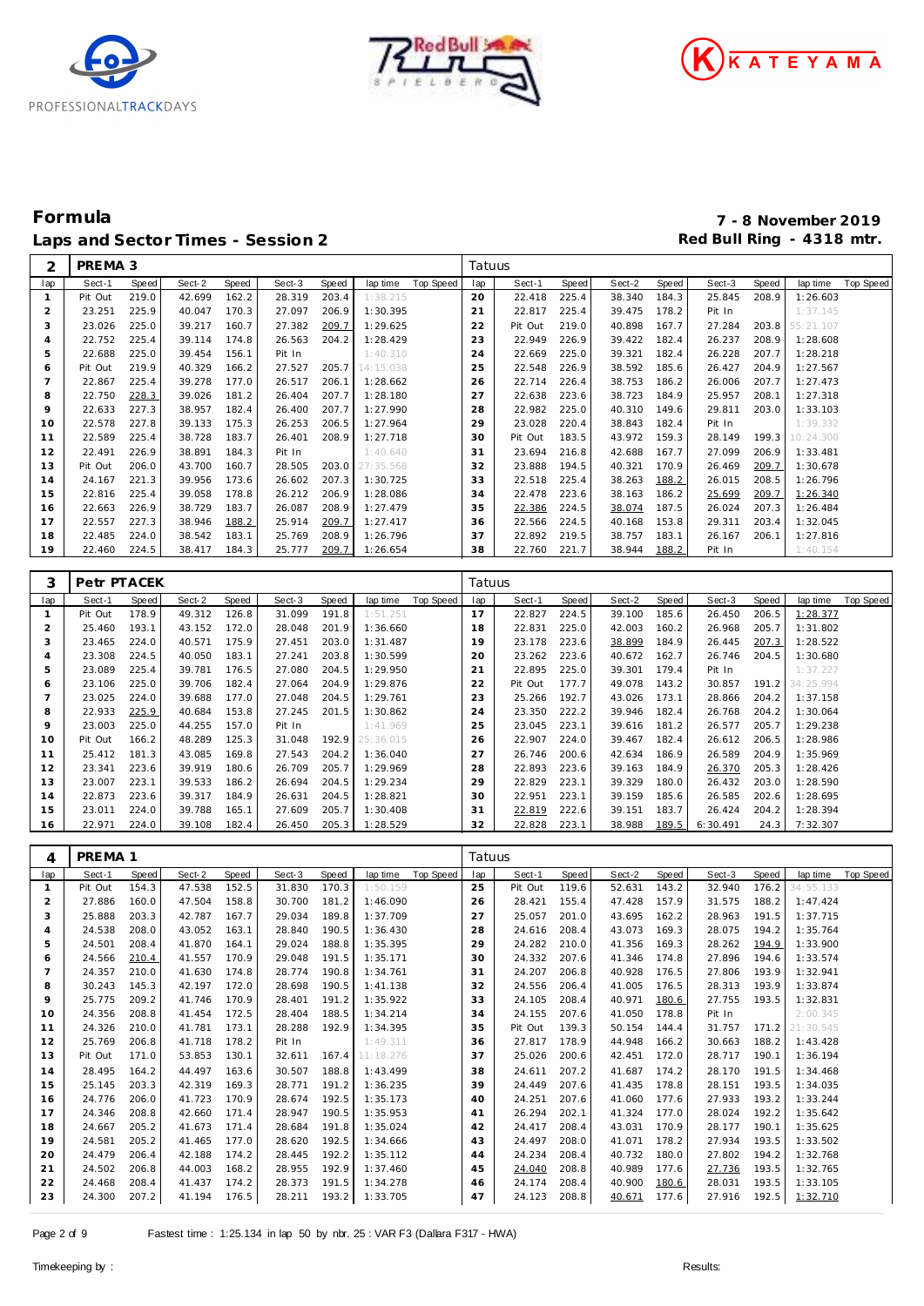# Formula

## Laps and Sector Times - Session 2

**7 - 8 November 2019**
**Red Bull Ring - 4318 mtr.**

| 2 | PREMA 3 | | | | | | | | Tatuus | | | | | | | | |
|---|---|---|---|---|---|---|---|---|---|---|---|---|---|---|---|---|---|
| lap | Sect-1 | Speed | Sect-2 | Speed | Sect-3 | Speed | lap time | Top Speed | lap | Sect-1 | Speed | Sect-2 | Speed | Sect-3 | Speed | lap time | Top Speed |
| 1 | Pit Out | 219.0 | 42.699 | 162.2 | 28.319 | 203.4 | 1:38.215 | | 20 | 22.418 | 225.4 | 38.340 | 184.3 | 25.845 | 208.9 | 1:26.603 | |
| 2 | 23.251 | 225.9 | 40.047 | 170.3 | 27.097 | 206.9 | 1:30.395 | | 21 | 22.817 | 225.4 | 39.475 | 178.2 | Pit In | | 1:37.145 | |
| 3 | 23.026 | 225.0 | 39.217 | 160.7 | 27.382 | 209.7 | 1:29.625 | | 22 | Pit Out | 219.0 | 40.898 | 167.7 | 27.284 | 203.8 | 55:21.107 | |
| 4 | 22.752 | 225.4 | 39.114 | 174.8 | 26.563 | 204.2 | 1:28.429 | | 23 | 22.949 | 226.9 | 39.422 | 182.4 | 26.237 | 208.9 | 1:28.608 | |
| 5 | 22.688 | 225.0 | 39.454 | 156.1 | Pit In | | 1:40.310 | | 24 | 22.669 | 225.0 | 39.321 | 182.4 | 26.228 | 207.7 | 1:28.218 | |
| 6 | Pit Out | 219.9 | 40.329 | 166.2 | 27.527 | 205.7 | 14:15.038 | | 25 | 22.548 | 226.9 | 38.592 | 185.6 | 26.427 | 204.9 | 1:27.567 | |
| 7 | 22.867 | 225.4 | 39.278 | 177.0 | 26.517 | 206.1 | 1:28.662 | | 26 | 22.714 | 226.4 | 38.753 | 186.2 | 26.006 | 207.7 | 1:27.473 | |
| 8 | 22.750 | 228.3 | 39.026 | 181.2 | 26.404 | 207.7 | 1:28.180 | | 27 | 22.638 | 223.6 | 38.723 | 184.9 | 25.957 | 208.1 | 1:27.318 | |
| 9 | 22.633 | 227.3 | 38.957 | 182.4 | 26.400 | 207.7 | 1:27.990 | | 28 | 22.982 | 225.0 | 40.310 | 149.6 | 29.811 | 203.0 | 1:33.103 | |
| 10 | 22.578 | 227.8 | 39.133 | 175.3 | 26.253 | 206.5 | 1:27.964 | | 29 | 23.028 | 220.4 | 38.843 | 182.4 | Pit In | | 1:39.332 | |
| 11 | 22.589 | 225.4 | 38.728 | 183.7 | 26.401 | 208.9 | 1:27.718 | | 30 | Pit Out | 183.5 | 43.972 | 159.3 | 28.149 | 199.3 | 10:24.300 | |
| 12 | 22.491 | 226.9 | 38.891 | 184.3 | Pit In | | 1:40.640 | | 31 | 23.694 | 216.8 | 42.688 | 167.7 | 27.099 | 206.9 | 1:33.481 | |
| 13 | Pit Out | 206.0 | 43.700 | 160.7 | 28.505 | 203.0 | 27:35.568 | | 32 | 23.888 | 194.5 | 40.321 | 170.9 | 26.469 | 209.7 | 1:30.678 | |
| 14 | 24.167 | 221.3 | 39.956 | 173.6 | 26.602 | 207.3 | 1:30.725 | | 33 | 22.518 | 225.4 | 38.263 | 188.2 | 26.015 | 208.5 | 1:26.796 | |
| 15 | 22.816 | 225.4 | 39.058 | 178.8 | 26.212 | 206.9 | 1:28.086 | | 34 | 22.478 | 223.6 | 38.163 | 186.2 | 25.699 | 209.7 | 1:26.340 | |
| 16 | 22.663 | 226.9 | 38.729 | 183.7 | 26.087 | 208.9 | 1:27.479 | | 35 | 22.386 | 224.5 | 38.074 | 187.5 | 26.024 | 207.3 | 1:26.484 | |
| 17 | 22.557 | 227.3 | 38.946 | 188.2 | 25.914 | 209.7 | 1:27.417 | | 36 | 22.566 | 224.5 | 40.168 | 153.8 | 29.311 | 203.4 | 1:32.045 | |
| 18 | 22.485 | 224.0 | 38.542 | 183.1 | 25.769 | 208.9 | 1:26.796 | | 37 | 22.892 | 219.5 | 38.757 | 183.1 | 26.167 | 206.1 | 1:27.816 | |
| 19 | 22.460 | 224.5 | 38.417 | 184.3 | 25.777 | 209.7 | 1:26.654 | | 38 | 22.760 | 221.7 | 38.944 | 188.2 | Pit In | | 1:40.154 | |

| 3 | Petr PTACEK | | | | | | | | Tatuus | | | | | | | | |
|---|---|---|---|---|---|---|---|---|---|---|---|---|---|---|---|---|---|
| lap | Sect-1 | Speed | Sect-2 | Speed | Sect-3 | Speed | lap time | Top Speed | lap | Sect-1 | Speed | Sect-2 | Speed | Sect-3 | Speed | lap time | Top Speed |
| 1 | Pit Out | 178.9 | 49.312 | 126.8 | 31.099 | 191.8 | 1:51.251 | | 17 | 22.827 | 224.5 | 39.100 | 185.6 | 26.450 | 206.5 | 1:28.377 | |
| 2 | 25.460 | 193.1 | 43.152 | 172.0 | 28.048 | 201.9 | 1:36.660 | | 18 | 22.831 | 225.0 | 42.003 | 160.2 | 26.968 | 205.7 | 1:31.802 | |
| 3 | 23.465 | 224.0 | 40.571 | 175.9 | 27.451 | 203.0 | 1:31.487 | | 19 | 23.178 | 223.6 | 38.899 | 184.9 | 26.445 | 207.3 | 1:28.522 | |
| 4 | 23.308 | 224.5 | 40.050 | 183.1 | 27.241 | 203.8 | 1:30.599 | | 20 | 23.262 | 223.6 | 40.672 | 162.7 | 26.746 | 204.5 | 1:30.680 | |
| 5 | 23.089 | 225.4 | 39.781 | 176.5 | 27.080 | 204.5 | 1:29.950 | | 21 | 22.895 | 225.0 | 39.301 | 179.4 | Pit In | | 1:37.227 | |
| 6 | 23.106 | 225.0 | 39.706 | 182.4 | 27.064 | 204.9 | 1:29.876 | | 22 | Pit Out | 177.7 | 49.078 | 143.2 | 30.857 | 191.2 | 34:25.994 | |
| 7 | 23.025 | 224.0 | 39.688 | 177.0 | 27.048 | 204.5 | 1:29.761 | | 23 | 25.266 | 192.7 | 43.026 | 173.1 | 28.866 | 204.2 | 1:37.158 | |
| 8 | 22.933 | 225.9 | 40.684 | 153.8 | 27.245 | 201.5 | 1:30.862 | | 24 | 23.350 | 222.2 | 39.946 | 182.4 | 26.768 | 204.2 | 1:30.064 | |
| 9 | 23.003 | 225.0 | 44.255 | 157.0 | Pit In | | 1:41.969 | | 25 | 23.045 | 223.1 | 39.616 | 181.2 | 26.577 | 205.7 | 1:29.238 | |
| 10 | Pit Out | 166.2 | 48.289 | 125.3 | 31.048 | 192.9 | 25:36.015 | | 26 | 22.907 | 224.0 | 39.467 | 182.4 | 26.612 | 206.5 | 1:28.986 | |
| 11 | 25.412 | 181.3 | 43.085 | 169.8 | 27.543 | 204.2 | 1:36.040 | | 27 | 26.746 | 200.6 | 42.634 | 186.9 | 26.589 | 204.9 | 1:35.969 | |
| 12 | 23.341 | 223.6 | 39.919 | 180.6 | 26.709 | 205.7 | 1:29.969 | | 28 | 22.893 | 223.6 | 39.163 | 184.9 | 26.370 | 205.3 | 1:28.426 | |
| 13 | 23.007 | 223.1 | 39.533 | 186.2 | 26.694 | 204.5 | 1:29.234 | | 29 | 22.829 | 223.1 | 39.329 | 180.0 | 26.432 | 203.0 | 1:28.590 | |
| 14 | 22.873 | 223.6 | 39.317 | 184.9 | 26.631 | 204.5 | 1:28.821 | | 30 | 22.951 | 223.1 | 39.159 | 185.6 | 26.585 | 202.6 | 1:28.695 | |
| 15 | 23.011 | 224.0 | 39.788 | 165.1 | 27.609 | 205.7 | 1:30.408 | | 31 | 22.819 | 222.6 | 39.151 | 183.7 | 26.424 | 204.2 | 1:28.394 | |
| 16 | 22.971 | 224.0 | 39.108 | 182.4 | 26.450 | 205.3 | 1:28.529 | | 32 | 22.828 | 223.1 | 38.988 | 189.5 | 6:30.491 | 24.3 | 7:32.307 | |

| 4 | PREMA 1 | | | | | | | | Tatuus | | | | | | | | |
|---|---|---|---|---|---|---|---|---|---|---|---|---|---|---|---|---|---|
| lap | Sect-1 | Speed | Sect-2 | Speed | Sect-3 | Speed | lap time | Top Speed | lap | Sect-1 | Speed | Sect-2 | Speed | Sect-3 | Speed | lap time | Top Speed |
| 1 | Pit Out | 154.3 | 47.538 | 152.5 | 31.830 | 170.3 | 1:50.159 | | 25 | Pit Out | 119.6 | 52.631 | 143.2 | 32.940 | 176.2 | 34:55.133 | |
| 2 | 27.886 | 160.0 | 47.504 | 158.8 | 30.700 | 181.2 | 1:46.090 | | 26 | 28.421 | 155.4 | 47.428 | 157.9 | 31.575 | 188.2 | 1:47.424 | |
| 3 | 25.888 | 203.3 | 42.787 | 167.7 | 29.034 | 189.8 | 1:37.709 | | 27 | 25.057 | 201.0 | 43.695 | 162.2 | 28.963 | 191.5 | 1:37.715 | |
| 4 | 24.538 | 208.0 | 43.052 | 163.1 | 28.840 | 190.5 | 1:36.430 | | 28 | 24.616 | 208.4 | 43.073 | 169.3 | 28.075 | 194.2 | 1:35.764 | |
| 5 | 24.501 | 208.4 | 41.870 | 164.1 | 29.024 | 188.8 | 1:35.395 | | 29 | 24.282 | 210.0 | 41.356 | 169.3 | 28.262 | 194.9 | 1:33.900 | |
| 6 | 24.566 | 210.4 | 41.557 | 170.9 | 29.048 | 191.5 | 1:35.171 | | 30 | 24.332 | 207.6 | 41.346 | 174.8 | 27.896 | 194.6 | 1:33.574 | |
| 7 | 24.357 | 210.0 | 41.630 | 174.8 | 28.774 | 190.8 | 1:34.761 | | 31 | 24.207 | 206.8 | 40.928 | 176.5 | 27.806 | 193.9 | 1:32.941 | |
| 8 | 30.243 | 145.3 | 42.197 | 172.0 | 28.698 | 190.5 | 1:41.138 | | 32 | 24.556 | 206.4 | 41.005 | 176.5 | 28.313 | 193.9 | 1:33.874 | |
| 9 | 25.775 | 209.2 | 41.746 | 170.9 | 28.401 | 191.2 | 1:35.922 | | 33 | 24.105 | 208.4 | 40.971 | 180.6 | 27.755 | 193.5 | 1:32.831 | |
| 10 | 24.356 | 208.8 | 41.454 | 172.5 | 28.404 | 188.5 | 1:34.214 | | 34 | 24.155 | 207.6 | 41.050 | 178.8 | Pit In | | 2:00.345 | |
| 11 | 24.326 | 210.0 | 41.781 | 173.1 | 28.288 | 192.9 | 1:34.395 | | 35 | Pit Out | 139.3 | 50.154 | 144.4 | 31.757 | 171.2 | 21:30.545 | |
| 12 | 25.769 | 206.8 | 41.718 | 178.2 | Pit In | | 1:49.311 | | 36 | 27.817 | 178.9 | 44.948 | 166.2 | 30.663 | 188.2 | 1:43.428 | |
| 13 | Pit Out | 171.0 | 53.853 | 130.1 | 32.611 | 167.4 | 11:18.276 | | 37 | 25.026 | 200.6 | 42.451 | 172.0 | 28.717 | 190.1 | 1:36.194 | |
| 14 | 28.495 | 164.2 | 44.497 | 163.6 | 30.507 | 188.8 | 1:43.499 | | 38 | 24.611 | 207.2 | 41.687 | 174.2 | 28.170 | 191.5 | 1:34.468 | |
| 15 | 25.145 | 203.3 | 42.319 | 169.3 | 28.771 | 191.2 | 1:36.235 | | 39 | 24.449 | 207.6 | 41.435 | 178.8 | 28.151 | 193.5 | 1:34.035 | |
| 16 | 24.776 | 206.0 | 41.723 | 170.9 | 28.674 | 192.5 | 1:35.173 | | 40 | 24.251 | 207.6 | 41.060 | 177.6 | 27.933 | 193.2 | 1:33.244 | |
| 17 | 24.346 | 208.8 | 42.660 | 171.4 | 28.947 | 190.5 | 1:35.953 | | 41 | 26.294 | 202.1 | 41.324 | 177.0 | 28.024 | 192.2 | 1:35.642 | |
| 18 | 24.667 | 205.2 | 41.673 | 171.4 | 28.684 | 191.8 | 1:35.024 | | 42 | 24.417 | 208.4 | 43.031 | 170.9 | 28.177 | 190.1 | 1:35.625 | |
| 19 | 24.581 | 205.2 | 41.465 | 177.0 | 28.620 | 192.5 | 1:34.666 | | 43 | 24.497 | 208.0 | 41.071 | 178.2 | 27.934 | 193.5 | 1:33.502 | |
| 20 | 24.479 | 206.4 | 42.188 | 174.2 | 28.445 | 192.2 | 1:35.112 | | 44 | 24.234 | 208.4 | 40.732 | 180.0 | 27.802 | 194.2 | 1:32.768 | |
| 21 | 24.502 | 206.8 | 44.003 | 168.2 | 28.955 | 192.9 | 1:37.460 | | 45 | 24.040 | 208.8 | 40.989 | 177.6 | 27.736 | 193.5 | 1:32.765 | |
| 22 | 24.468 | 208.4 | 41.437 | 174.2 | 28.373 | 191.5 | 1:34.278 | | 46 | 24.174 | 208.4 | 40.900 | 180.6 | 28.031 | 193.5 | 1:33.105 | |
| 23 | 24.300 | 207.2 | 41.194 | 176.5 | 28.211 | 193.2 | 1:33.705 | | 47 | 24.123 | 208.8 | 40.671 | 177.6 | 27.916 | 192.5 | 1:32.710 | |

Fastest time : 1:25.134 in lap 50 by nbr. 25 : VAR F3 (Dallara F317 - HWA)

Timekeeping by : Results: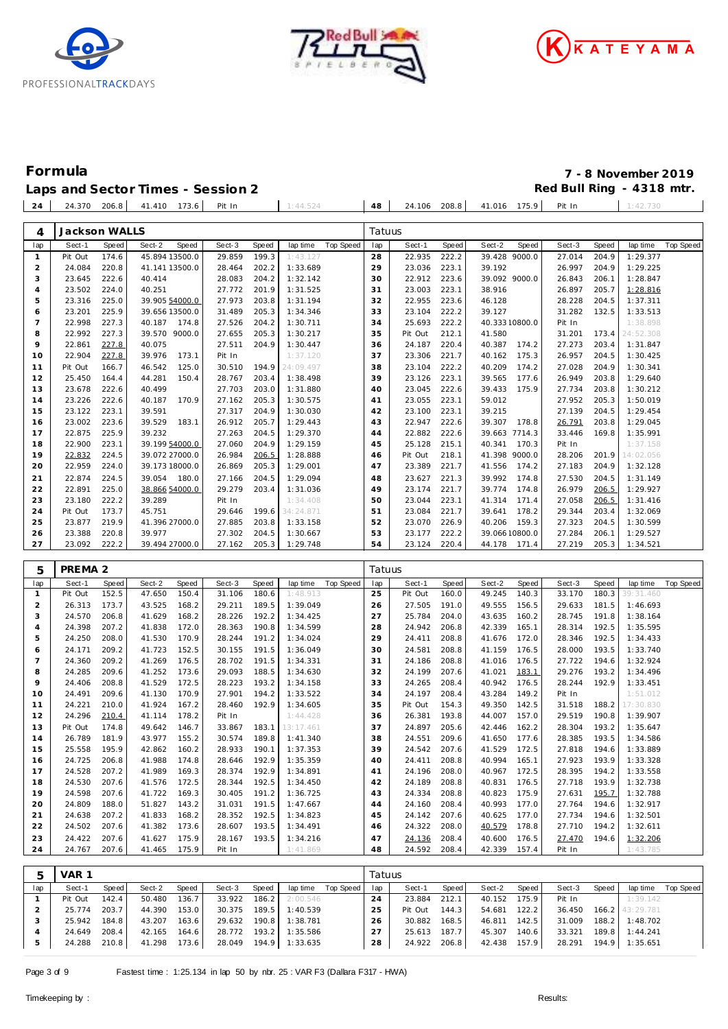# Formula

## Laps and Sector Times - Session 2

**7 - 8 November 2019**
**Red Bull Ring - 4318 mtr.**

| 24 | 24.370 | 206.8 | 41.410 | 173.6 | Pit In | | | 1:44.524 | | 48 | 24.106 | 208.8 | 41.016 | 175.9 | Pit In | | 1:42.730 | |
|---|---|---|---|---|---|---|---|---|---|---|---|---|---|---|---|---|---|---|

### 4 Jackson WALLS — Tatuus

| lap | Sect-1 | Speed | Sect-2 | Speed | Sect-3 | Speed | lap time | Top Speed | lap | Sect-1 | Speed | Sect-2 | Speed | Sect-3 | Speed | lap time | Top Speed |
|---|---|---|---|---|---|---|---|---|---|---|---|---|---|---|---|---|---|
| 1 | Pit Out | 174.6 | 45.894 | 13500.0 | 29.859 | 199.3 | 1:43.127 | | 28 | 22.935 | 222.2 | 39.428 | 9000.0 | 27.014 | 204.9 | 1:29.377 | |
| 2 | 24.084 | 220.8 | 41.141 | 13500.0 | 28.464 | 202.2 | 1:33.689 | | 29 | 23.036 | 223.1 | 39.192 | | 26.997 | 204.9 | 1:29.225 | |
| 3 | 23.645 | 222.6 | 40.414 | | 28.083 | 204.2 | 1:32.142 | | 30 | 22.912 | 223.6 | 39.092 | 9000.0 | 26.843 | 206.1 | 1:28.847 | |
| 4 | 23.502 | 224.0 | 40.251 | | 27.772 | 201.9 | 1:31.525 | | 31 | 23.003 | 223.1 | 38.916 | | 26.897 | 205.7 | 1:28.816 | |
| 5 | 23.316 | 225.0 | 39.905 | 54000.0 | 27.973 | 203.8 | 1:31.194 | | 32 | 22.955 | 223.6 | 46.128 | | 28.228 | 204.5 | 1:37.311 | |
| 6 | 23.201 | 225.9 | 39.656 | 13500.0 | 31.489 | 205.3 | 1:34.346 | | 33 | 23.104 | 222.2 | 39.127 | | 31.282 | 132.5 | 1:33.513 | |
| 7 | 22.998 | 227.3 | 40.187 | 174.8 | 27.526 | 204.2 | 1:30.711 | | 34 | 25.693 | 222.2 | 40.333 | 10800.0 | Pit In | | 1:38.898 | |
| 8 | 22.992 | 227.3 | 39.570 | 9000.0 | 27.655 | 205.3 | 1:30.217 | | 35 | Pit Out | 212.1 | 41.580 | | 31.201 | 173.4 | 24:52.308 | |
| 9 | 22.861 | 227.8 | 40.075 | | 27.511 | 204.9 | 1:30.447 | | 36 | 24.187 | 220.4 | 40.387 | 174.2 | 27.273 | 203.4 | 1:31.847 | |
| 10 | 22.904 | 227.8 | 39.976 | 173.1 | Pit In | | 1:37.120 | | 37 | 23.306 | 221.7 | 40.162 | 175.3 | 26.957 | 204.5 | 1:30.425 | |
| 11 | Pit Out | 166.7 | 46.542 | 125.0 | 30.510 | 194.9 | 24:09.497 | | 38 | 23.104 | 222.2 | 40.209 | 174.2 | 27.028 | 204.9 | 1:30.341 | |
| 12 | 25.450 | 164.4 | 44.281 | 150.4 | 28.767 | 203.4 | 1:38.498 | | 39 | 23.126 | 223.1 | 39.565 | 177.6 | 26.949 | 203.8 | 1:29.640 | |
| 13 | 23.678 | 222.6 | 40.499 | | 27.703 | 203.0 | 1:31.880 | | 40 | 23.045 | 222.6 | 39.433 | 175.9 | 27.734 | 203.8 | 1:30.212 | |
| 14 | 23.226 | 222.6 | 40.187 | 170.9 | 27.162 | 205.3 | 1:30.575 | | 41 | 23.055 | 223.1 | 59.012 | | 27.952 | 205.3 | 1:50.019 | |
| 15 | 23.122 | 223.1 | 39.591 | | 27.317 | 204.9 | 1:30.030 | | 42 | 23.100 | 223.1 | 39.215 | | 27.139 | 204.5 | 1:29.454 | |
| 16 | 23.002 | 223.6 | 39.529 | 183.1 | 26.912 | 205.7 | 1:29.443 | | 43 | 22.947 | 222.6 | 39.307 | 178.8 | 26.791 | 203.8 | 1:29.045 | |
| 17 | 22.875 | 225.9 | 39.232 | | 27.263 | 204.5 | 1:29.370 | | 44 | 22.882 | 222.6 | 39.663 | 7714.3 | 33.446 | 169.8 | 1:35.991 | |
| 18 | 22.900 | 223.1 | 39.199 | 54000.0 | 27.060 | 204.9 | 1:29.159 | | 45 | 25.128 | 215.1 | 40.341 | 170.3 | Pit In | | 1:37.158 | |
| 19 | 22.832 | 224.5 | 39.072 | 27000.0 | 26.984 | 206.5 | 1:28.888 | | 46 | Pit Out | 218.1 | 41.398 | 9000.0 | 28.206 | 201.9 | 14:02.056 | |
| 20 | 22.959 | 224.0 | 39.173 | 18000.0 | 26.869 | 205.3 | 1:29.001 | | 47 | 23.389 | 221.7 | 41.556 | 174.2 | 27.183 | 204.9 | 1:32.128 | |
| 21 | 22.874 | 224.5 | 39.054 | 180.0 | 27.166 | 204.5 | 1:29.094 | | 48 | 23.627 | 221.3 | 39.992 | 174.8 | 27.530 | 204.5 | 1:31.149 | |
| 22 | 22.891 | 225.0 | 38.866 | 54000.0 | 29.279 | 203.4 | 1:31.036 | | 49 | 23.174 | 221.7 | 39.774 | 174.8 | 26.979 | 206.5 | 1:29.927 | |
| 23 | 23.180 | 222.2 | 39.289 | | Pit In | | 1:34.408 | | 50 | 23.044 | 223.1 | 41.314 | 171.4 | 27.058 | 206.5 | 1:31.416 | |
| 24 | Pit Out | 173.7 | 45.751 | | 29.646 | 199.6 | 34:24.871 | | 51 | 23.084 | 221.7 | 39.641 | 178.2 | 29.344 | 203.4 | 1:32.069 | |
| 25 | 23.877 | 219.9 | 41.396 | 27000.0 | 27.885 | 203.8 | 1:33.158 | | 52 | 23.070 | 226.9 | 40.206 | 159.3 | 27.323 | 204.5 | 1:30.599 | |
| 26 | 23.388 | 220.8 | 39.977 | | 27.302 | 204.5 | 1:30.667 | | 53 | 23.177 | 222.2 | 39.066 | 10800.0 | 27.284 | 206.1 | 1:29.527 | |
| 27 | 23.092 | 222.2 | 39.494 | 27000.0 | 27.162 | 205.3 | 1:29.748 | | 54 | 23.124 | 220.4 | 44.178 | 171.4 | 27.219 | 205.3 | 1:34.521 | |

### 5 PREMA 2 — Tatuus

| lap | Sect-1 | Speed | Sect-2 | Speed | Sect-3 | Speed | lap time | Top Speed | lap | Sect-1 | Speed | Sect-2 | Speed | Sect-3 | Speed | lap time | Top Speed |
|---|---|---|---|---|---|---|---|---|---|---|---|---|---|---|---|---|---|
| 1 | Pit Out | 152.5 | 47.650 | 150.4 | 31.106 | 180.6 | 1:48.913 | | 25 | Pit Out | 160.0 | 49.245 | 140.3 | 33.170 | 180.3 | 39:31.460 | |
| 2 | 26.313 | 173.7 | 43.525 | 168.2 | 29.211 | 189.5 | 1:39.049 | | 26 | 27.505 | 191.0 | 49.555 | 156.5 | 29.633 | 181.5 | 1:46.693 | |
| 3 | 24.570 | 206.8 | 41.629 | 168.2 | 28.226 | 192.2 | 1:34.425 | | 27 | 25.784 | 204.0 | 43.635 | 160.2 | 28.745 | 191.8 | 1:38.164 | |
| 4 | 24.398 | 207.2 | 41.838 | 172.0 | 28.363 | 190.8 | 1:34.599 | | 28 | 24.942 | 206.8 | 42.339 | 165.1 | 28.314 | 192.5 | 1:35.595 | |
| 5 | 24.250 | 208.0 | 41.530 | 170.9 | 28.244 | 191.2 | 1:34.024 | | 29 | 24.411 | 208.8 | 41.676 | 172.0 | 28.346 | 192.5 | 1:34.433 | |
| 6 | 24.171 | 209.2 | 41.723 | 152.5 | 30.155 | 191.5 | 1:36.049 | | 30 | 24.581 | 208.8 | 41.159 | 176.5 | 28.000 | 193.5 | 1:33.740 | |
| 7 | 24.360 | 209.2 | 41.269 | 176.5 | 28.702 | 191.5 | 1:34.331 | | 31 | 24.186 | 208.8 | 41.016 | 176.5 | 27.722 | 194.6 | 1:32.924 | |
| 8 | 24.285 | 209.6 | 41.252 | 173.6 | 29.093 | 188.5 | 1:34.630 | | 32 | 24.199 | 207.6 | 41.021 | 183.1 | 29.276 | 193.2 | 1:34.496 | |
| 9 | 24.406 | 208.8 | 41.529 | 172.5 | 28.223 | 193.2 | 1:34.158 | | 33 | 24.265 | 208.4 | 40.942 | 176.5 | 28.244 | 192.9 | 1:33.451 | |
| 10 | 24.491 | 209.6 | 41.130 | 170.9 | 27.901 | 194.2 | 1:33.522 | | 34 | 24.197 | 208.4 | 43.284 | 149.2 | Pit In | | 1:51.012 | |
| 11 | 24.221 | 210.0 | 41.924 | 167.2 | 28.460 | 192.9 | 1:34.605 | | 35 | Pit Out | 154.3 | 49.350 | 142.5 | 31.518 | 188.2 | 17:30.830 | |
| 12 | 24.296 | 210.4 | 41.114 | 178.2 | Pit In | | 1:44.428 | | 36 | 26.381 | 193.8 | 44.007 | 157.0 | 29.519 | 190.8 | 1:39.907 | |
| 13 | Pit Out | 174.8 | 49.642 | 146.7 | 33.867 | 183.1 | 13:17.461 | | 37 | 24.897 | 205.6 | 42.446 | 162.2 | 28.304 | 193.2 | 1:35.647 | |
| 14 | 26.789 | 181.9 | 43.977 | 155.2 | 30.574 | 189.8 | 1:41.340 | | 38 | 24.551 | 209.6 | 41.650 | 177.6 | 28.385 | 193.5 | 1:34.586 | |
| 15 | 25.558 | 195.9 | 42.862 | 160.2 | 28.933 | 190.1 | 1:37.353 | | 39 | 24.542 | 207.6 | 41.529 | 172.5 | 27.818 | 194.6 | 1:33.889 | |
| 16 | 24.725 | 206.8 | 41.988 | 174.8 | 28.646 | 192.9 | 1:35.359 | | 40 | 24.411 | 208.8 | 40.994 | 165.1 | 27.923 | 193.9 | 1:33.328 | |
| 17 | 24.528 | 207.2 | 41.989 | 169.3 | 28.374 | 192.9 | 1:34.891 | | 41 | 24.196 | 208.0 | 40.967 | 172.5 | 28.395 | 194.2 | 1:33.558 | |
| 18 | 24.530 | 207.6 | 41.576 | 172.5 | 28.344 | 192.5 | 1:34.450 | | 42 | 24.189 | 208.8 | 40.831 | 176.5 | 27.718 | 193.9 | 1:32.738 | |
| 19 | 24.598 | 207.6 | 41.722 | 169.3 | 30.405 | 191.2 | 1:36.725 | | 43 | 24.334 | 208.8 | 40.823 | 175.9 | 27.631 | 195.7 | 1:32.788 | |
| 20 | 24.809 | 188.0 | 51.827 | 143.2 | 31.031 | 191.5 | 1:47.667 | | 44 | 24.160 | 208.4 | 40.993 | 177.0 | 27.764 | 194.6 | 1:32.917 | |
| 21 | 24.638 | 207.2 | 41.833 | 168.2 | 28.352 | 192.5 | 1:34.823 | | 45 | 24.142 | 207.6 | 40.625 | 177.0 | 27.734 | 194.6 | 1:32.501 | |
| 22 | 24.502 | 207.6 | 41.382 | 173.6 | 28.607 | 193.5 | 1:34.491 | | 46 | 24.322 | 208.0 | 40.579 | 178.8 | 27.710 | 194.2 | 1:32.611 | |
| 23 | 24.422 | 207.6 | 41.627 | 175.9 | 28.167 | 193.5 | 1:34.216 | | 47 | 24.136 | 208.4 | 40.600 | 176.5 | 27.470 | 194.6 | 1:32.206 | |
| 24 | 24.767 | 207.6 | 41.465 | 175.9 | Pit In | | 1:41.869 | | 48 | 24.592 | 208.4 | 42.339 | 157.4 | Pit In | | 1:43.785 | |

### 5 VAR 1 — Tatuus

| lap | Sect-1 | Speed | Sect-2 | Speed | Sect-3 | Speed | lap time | Top Speed | lap | Sect-1 | Speed | Sect-2 | Speed | Sect-3 | Speed | lap time | Top Speed |
|---|---|---|---|---|---|---|---|---|---|---|---|---|---|---|---|---|---|
| 1 | Pit Out | 142.4 | 50.480 | 136.7 | 33.922 | 186.2 | 2:00.546 | | 24 | 23.884 | 212.1 | 40.152 | 175.9 | Pit In | | 1:39.142 | |
| 2 | 25.774 | 203.7 | 44.390 | 153.0 | 30.375 | 189.5 | 1:40.539 | | 25 | Pit Out | 144.3 | 54.681 | 122.2 | 36.450 | 166.2 | 43:29.781 | |
| 3 | 25.942 | 184.8 | 43.207 | 163.6 | 29.632 | 190.8 | 1:38.781 | | 26 | 30.882 | 168.5 | 46.811 | 142.5 | 31.009 | 188.2 | 1:48.702 | |
| 4 | 24.649 | 208.4 | 42.165 | 164.6 | 28.772 | 193.2 | 1:35.586 | | 27 | 25.613 | 187.7 | 45.307 | 140.6 | 33.321 | 189.8 | 1:44.241 | |
| 5 | 24.288 | 210.8 | 41.298 | 173.6 | 28.049 | 194.9 | 1:33.635 | | 28 | 24.922 | 206.8 | 42.438 | 157.9 | 28.291 | 194.9 | 1:35.651 | |

Fastest time : 1:25.134 in lap 50 by nbr. 25 : VAR F3 (Dallara F317 - HWA)

Timekeeping by : Results: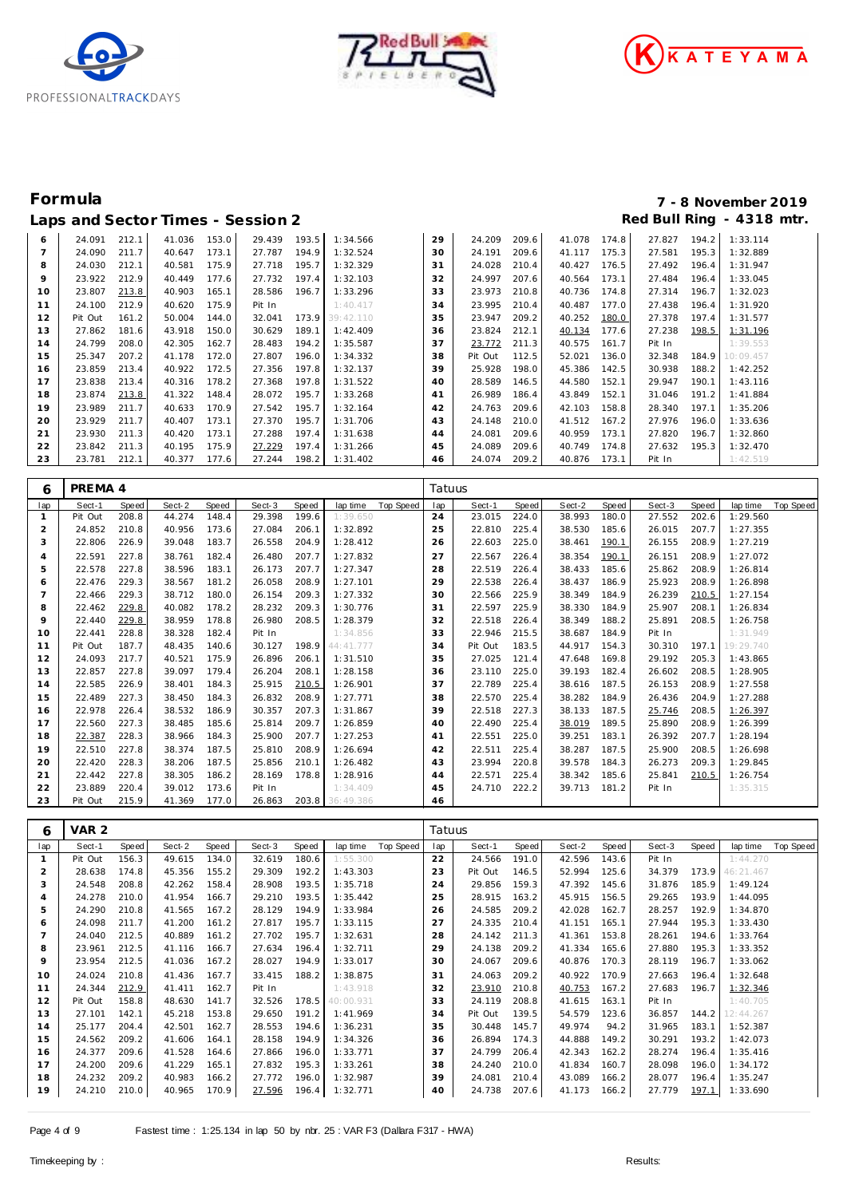# Formula

## Laps and Sector Times - Session 2

7 - 8 November 2019
Red Bull Ring - 4318 mtr.

| lap | Sect-1 | Speed | Sect-2 | Speed | Sect-3 | Speed | lap time | Top Speed | lap | Sect-1 | Speed | Sect-2 | Speed | Sect-3 | Speed | lap time | Top Speed |
|---|---|---|---|---|---|---|---|---|---|---|---|---|---|---|---|---|---|
| 6 | 24.091 | 212.1 | 41.036 | 153.0 | 29.439 | 193.5 | 1:34.566 | | 29 | 24.209 | 209.6 | 41.078 | 174.8 | 27.827 | 194.2 | 1:33.114 | |
| 7 | 24.090 | 211.7 | 40.647 | 173.1 | 27.787 | 194.9 | 1:32.524 | | 30 | 24.191 | 209.6 | 41.117 | 175.3 | 27.581 | 195.3 | 1:32.889 | |
| 8 | 24.030 | 212.1 | 40.581 | 175.9 | 27.718 | 195.7 | 1:32.329 | | 31 | 24.028 | 210.4 | 40.427 | 176.5 | 27.492 | 196.4 | 1:31.947 | |
| 9 | 23.922 | 212.9 | 40.449 | 177.6 | 27.732 | 197.4 | 1:32.103 | | 32 | 24.997 | 207.6 | 40.564 | 173.1 | 27.484 | 196.4 | 1:33.045 | |
| 10 | 23.807 | 213.8 | 40.903 | 165.1 | 28.586 | 196.7 | 1:33.296 | | 33 | 23.973 | 210.8 | 40.736 | 174.8 | 27.314 | 196.7 | 1:32.023 | |
| 11 | 24.100 | 212.9 | 40.620 | 175.9 | Pit In | | 1:40.417 | | 34 | 23.995 | 210.4 | 40.487 | 177.0 | 27.438 | 196.4 | 1:31.920 | |
| 12 | Pit Out | 161.2 | 50.004 | 144.0 | 32.041 | 173.9 | 39:42.110 | | 35 | 23.947 | 209.2 | 40.252 | 180.0 | 27.378 | 197.4 | 1:31.577 | |
| 13 | 27.862 | 181.6 | 43.918 | 150.0 | 30.629 | 189.1 | 1:42.409 | | 36 | 23.824 | 212.1 | 40.134 | 177.6 | 27.238 | 198.5 | 1:31.196 | |
| 14 | 24.799 | 208.0 | 42.305 | 162.7 | 28.483 | 194.2 | 1:35.587 | | 37 | 23.772 | 211.3 | 40.575 | 161.7 | Pit In | | 1:39.553 | |
| 15 | 25.347 | 207.2 | 41.178 | 172.0 | 27.807 | 196.0 | 1:34.332 | | 38 | Pit Out | 112.5 | 52.021 | 136.0 | 32.348 | 184.9 | 10:09.457 | |
| 16 | 23.859 | 213.4 | 40.922 | 172.5 | 27.356 | 197.8 | 1:32.137 | | 39 | 25.928 | 198.0 | 45.386 | 142.5 | 30.938 | 188.2 | 1:42.252 | |
| 17 | 23.838 | 213.4 | 40.316 | 178.2 | 27.368 | 197.8 | 1:31.522 | | 40 | 28.589 | 146.5 | 44.580 | 152.1 | 29.947 | 190.1 | 1:43.116 | |
| 18 | 23.874 | 213.8 | 41.322 | 148.4 | 28.072 | 195.7 | 1:33.268 | | 41 | 26.989 | 186.4 | 43.849 | 152.1 | 31.046 | 191.2 | 1:41.884 | |
| 19 | 23.989 | 211.7 | 40.633 | 170.9 | 27.542 | 195.7 | 1:32.164 | | 42 | 24.763 | 209.6 | 42.103 | 158.8 | 28.340 | 197.1 | 1:35.206 | |
| 20 | 23.929 | 211.7 | 40.407 | 173.1 | 27.370 | 195.7 | 1:31.706 | | 43 | 24.148 | 210.0 | 41.512 | 167.2 | 27.976 | 196.0 | 1:33.636 | |
| 21 | 23.930 | 211.3 | 40.420 | 173.1 | 27.288 | 197.4 | 1:31.638 | | 44 | 24.081 | 209.6 | 40.959 | 173.1 | 27.820 | 196.7 | 1:32.860 | |
| 22 | 23.842 | 211.3 | 40.195 | 175.9 | 27.229 | 197.4 | 1:31.266 | | 45 | 24.089 | 209.6 | 40.749 | 174.8 | 27.632 | 195.3 | 1:32.470 | |
| 23 | 23.781 | 212.1 | 40.377 | 177.6 | 27.244 | 198.2 | 1:31.402 | | 46 | 24.074 | 209.2 | 40.876 | 173.1 | Pit In | | 1:42.519 | |

### 6 PREMA 4 — Tatuus

| lap | Sect-1 | Speed | Sect-2 | Speed | Sect-3 | Speed | lap time | Top Speed | lap | Sect-1 | Speed | Sect-2 | Speed | Sect-3 | Speed | lap time | Top Speed |
|---|---|---|---|---|---|---|---|---|---|---|---|---|---|---|---|---|---|
| 1 | Pit Out | 208.8 | 44.274 | 148.4 | 29.398 | 199.6 | 1:39.650 | | 24 | 23.015 | 224.0 | 38.993 | 180.0 | 27.552 | 202.6 | 1:29.560 | |
| 2 | 24.852 | 210.8 | 40.956 | 173.6 | 27.084 | 206.1 | 1:32.892 | | 25 | 22.810 | 225.4 | 38.530 | 185.6 | 26.015 | 207.7 | 1:27.355 | |
| 3 | 22.806 | 226.9 | 39.048 | 183.7 | 26.558 | 204.9 | 1:28.412 | | 26 | 22.603 | 225.0 | 38.461 | 190.1 | 26.155 | 208.9 | 1:27.219 | |
| 4 | 22.591 | 227.8 | 38.761 | 182.4 | 26.480 | 207.7 | 1:27.832 | | 27 | 22.567 | 226.4 | 38.354 | 190.1 | 26.151 | 208.9 | 1:27.072 | |
| 5 | 22.578 | 227.8 | 38.596 | 183.1 | 26.173 | 207.7 | 1:27.347 | | 28 | 22.519 | 226.4 | 38.433 | 185.6 | 25.862 | 208.9 | 1:26.814 | |
| 6 | 22.476 | 229.3 | 38.567 | 181.2 | 26.058 | 208.9 | 1:27.101 | | 29 | 22.538 | 226.4 | 38.437 | 186.9 | 25.923 | 208.9 | 1:26.898 | |
| 7 | 22.466 | 229.3 | 38.712 | 180.0 | 26.154 | 209.3 | 1:27.332 | | 30 | 22.566 | 225.9 | 38.349 | 184.9 | 26.239 | 210.5 | 1:27.154 | |
| 8 | 22.462 | 229.8 | 40.082 | 178.2 | 28.232 | 209.3 | 1:30.776 | | 31 | 22.597 | 225.9 | 38.330 | 184.9 | 25.907 | 208.1 | 1:26.834 | |
| 9 | 22.440 | 229.8 | 38.959 | 178.8 | 26.980 | 208.5 | 1:28.379 | | 32 | 22.518 | 226.4 | 38.349 | 188.2 | 25.891 | 208.5 | 1:26.758 | |
| 10 | 22.441 | 228.8 | 38.328 | 182.4 | Pit In | | 1:34.856 | | 33 | 22.946 | 215.5 | 38.687 | 184.9 | Pit In | | 1:31.949 | |
| 11 | Pit Out | 187.7 | 48.435 | 140.6 | 30.127 | 198.9 | 44:41.777 | | 34 | Pit Out | 183.5 | 44.917 | 154.3 | 30.310 | 197.1 | 19:29.740 | |
| 12 | 24.093 | 217.7 | 40.521 | 175.9 | 26.896 | 206.1 | 1:31.510 | | 35 | 27.025 | 121.4 | 47.648 | 169.8 | 29.192 | 205.3 | 1:43.865 | |
| 13 | 22.857 | 227.8 | 39.097 | 179.4 | 26.204 | 208.1 | 1:28.158 | | 36 | 23.110 | 225.0 | 39.193 | 182.4 | 26.602 | 208.5 | 1:28.905 | |
| 14 | 22.585 | 226.9 | 38.401 | 184.3 | 25.915 | 210.5 | 1:26.901 | | 37 | 22.789 | 225.4 | 38.616 | 187.5 | 26.153 | 208.9 | 1:27.558 | |
| 15 | 22.489 | 227.3 | 38.450 | 184.3 | 26.832 | 208.9 | 1:27.771 | | 38 | 22.570 | 225.4 | 38.282 | 184.9 | 26.436 | 204.9 | 1:27.288 | |
| 16 | 22.978 | 226.4 | 38.532 | 186.9 | 30.357 | 207.3 | 1:31.867 | | 39 | 22.518 | 227.3 | 38.133 | 187.5 | 25.746 | 208.5 | 1:26.397 | |
| 17 | 22.560 | 227.3 | 38.485 | 185.6 | 25.814 | 209.7 | 1:26.859 | | 40 | 22.490 | 225.4 | 38.019 | 189.5 | 25.890 | 208.9 | 1:26.399 | |
| 18 | 22.387 | 228.3 | 38.966 | 184.3 | 25.900 | 207.7 | 1:27.253 | | 41 | 22.551 | 225.0 | 39.251 | 183.1 | 26.392 | 207.7 | 1:28.194 | |
| 19 | 22.510 | 227.8 | 38.374 | 187.5 | 25.810 | 208.9 | 1:26.694 | | 42 | 22.511 | 225.4 | 38.287 | 187.5 | 25.900 | 208.5 | 1:26.698 | |
| 20 | 22.420 | 228.3 | 38.206 | 187.5 | 25.856 | 210.1 | 1:26.482 | | 43 | 23.994 | 220.8 | 39.578 | 184.3 | 26.273 | 209.3 | 1:29.845 | |
| 21 | 22.442 | 227.8 | 38.305 | 186.2 | 28.169 | 178.8 | 1:28.916 | | 44 | 22.571 | 225.4 | 38.342 | 185.6 | 25.841 | 210.5 | 1:26.754 | |
| 22 | 23.889 | 220.4 | 39.012 | 173.6 | Pit In | | 1:34.409 | | 45 | 24.710 | 222.2 | 39.713 | 181.2 | Pit In | | 1:35.315 | |
| 23 | Pit Out | 215.9 | 41.369 | 177.0 | 26.863 | 203.8 | 36:49.386 | | 46 | | | | | | | | |

### 6 VAR 2 — Tatuus

| lap | Sect-1 | Speed | Sect-2 | Speed | Sect-3 | Speed | lap time | Top Speed | lap | Sect-1 | Speed | Sect-2 | Speed | Sect-3 | Speed | lap time | Top Speed |
|---|---|---|---|---|---|---|---|---|---|---|---|---|---|---|---|---|---|
| 1 | Pit Out | 156.3 | 49.615 | 134.0 | 32.619 | 180.6 | 1:55.300 | | 22 | 24.566 | 191.0 | 42.596 | 143.6 | Pit In | | 1:44.270 | |
| 2 | 28.638 | 174.8 | 45.356 | 155.2 | 29.309 | 192.2 | 1:43.303 | | 23 | Pit Out | 146.5 | 52.994 | 125.6 | 34.379 | 173.9 | 46:21.467 | |
| 3 | 24.548 | 208.8 | 42.262 | 158.4 | 28.908 | 193.5 | 1:35.718 | | 24 | 29.856 | 159.3 | 47.392 | 145.6 | 31.876 | 185.9 | 1:49.124 | |
| 4 | 24.278 | 210.0 | 41.954 | 166.7 | 29.210 | 193.5 | 1:35.442 | | 25 | 28.915 | 163.2 | 45.915 | 156.5 | 29.265 | 193.9 | 1:44.095 | |
| 5 | 24.290 | 210.8 | 41.565 | 167.2 | 28.129 | 194.9 | 1:33.984 | | 26 | 24.585 | 209.2 | 42.028 | 162.7 | 28.257 | 192.9 | 1:34.870 | |
| 6 | 24.098 | 211.7 | 41.200 | 161.2 | 27.817 | 195.7 | 1:33.115 | | 27 | 24.335 | 210.4 | 41.151 | 165.1 | 27.944 | 195.3 | 1:33.430 | |
| 7 | 24.040 | 212.5 | 40.889 | 161.2 | 27.702 | 195.7 | 1:32.631 | | 28 | 24.142 | 211.3 | 41.361 | 153.8 | 28.261 | 194.6 | 1:33.764 | |
| 8 | 23.961 | 212.5 | 41.116 | 166.7 | 27.634 | 196.4 | 1:32.711 | | 29 | 24.138 | 209.2 | 41.334 | 165.6 | 27.880 | 195.3 | 1:33.352 | |
| 9 | 23.954 | 212.5 | 41.036 | 167.2 | 28.027 | 194.9 | 1:33.017 | | 30 | 24.067 | 209.6 | 40.876 | 170.3 | 28.119 | 196.7 | 1:33.062 | |
| 10 | 24.024 | 210.8 | 41.436 | 167.7 | 33.415 | 188.2 | 1:38.875 | | 31 | 24.063 | 209.2 | 40.922 | 170.9 | 27.663 | 196.4 | 1:32.648 | |
| 11 | 24.344 | 212.9 | 41.411 | 162.7 | Pit In | | 1:43.918 | | 32 | 23.910 | 210.8 | 40.753 | 167.2 | 27.683 | 196.7 | 1:32.346 | |
| 12 | Pit Out | 158.8 | 48.630 | 141.7 | 32.526 | 178.5 | 40:00.931 | | 33 | 24.119 | 208.8 | 41.615 | 163.1 | Pit In | | 1:40.705 | |
| 13 | 27.101 | 142.1 | 45.218 | 153.8 | 29.650 | 191.2 | 1:41.969 | | 34 | Pit Out | 139.5 | 54.579 | 123.6 | 36.857 | 144.2 | 12:44.267 | |
| 14 | 25.177 | 204.4 | 42.501 | 162.7 | 28.553 | 194.6 | 1:36.231 | | 35 | 30.448 | 145.7 | 49.974 | 94.2 | 31.965 | 183.1 | 1:52.387 | |
| 15 | 24.562 | 209.2 | 41.606 | 164.1 | 28.158 | 194.9 | 1:34.326 | | 36 | 26.894 | 174.3 | 44.888 | 149.2 | 30.291 | 193.2 | 1:42.073 | |
| 16 | 24.377 | 209.6 | 41.528 | 164.6 | 27.866 | 196.0 | 1:33.771 | | 37 | 24.799 | 206.4 | 42.343 | 162.2 | 28.274 | 196.4 | 1:35.416 | |
| 17 | 24.200 | 209.6 | 41.229 | 165.1 | 27.832 | 195.3 | 1:33.261 | | 38 | 24.240 | 210.0 | 41.834 | 160.7 | 28.098 | 196.0 | 1:34.172 | |
| 18 | 24.232 | 209.2 | 40.983 | 166.2 | 27.772 | 196.0 | 1:32.987 | | 39 | 24.081 | 210.4 | 43.089 | 166.2 | 28.077 | 196.4 | 1:35.247 | |
| 19 | 24.210 | 210.0 | 40.965 | 170.9 | 27.596 | 196.4 | 1:32.771 | | 40 | 24.738 | 207.6 | 41.173 | 166.2 | 27.779 | 197.1 | 1:33.690 | |

Fastest time : 1:25.134 in lap 50 by nbr. 25 : VAR F3 (Dallara F317 - HWA)

Timekeeping by : Results: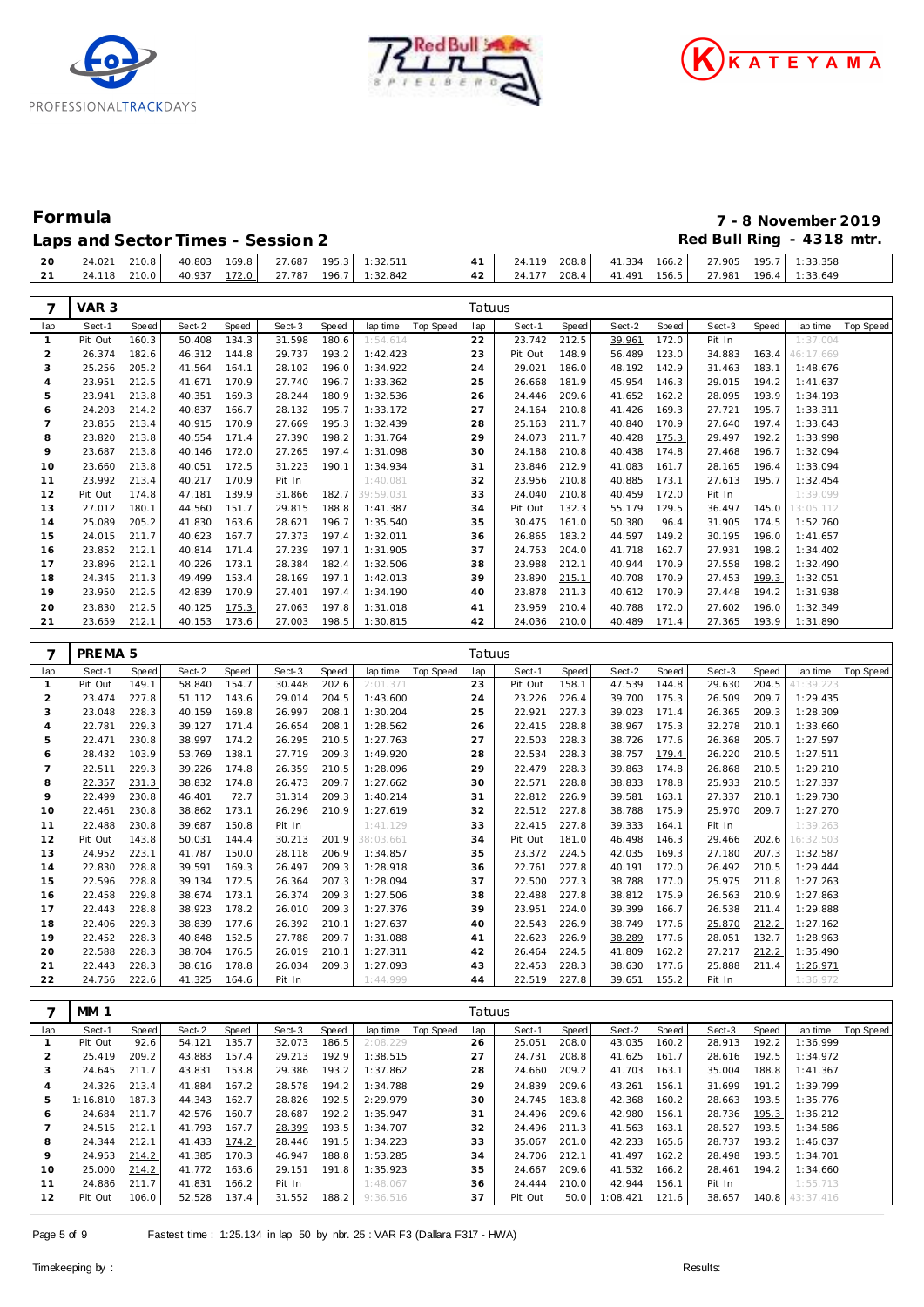# Formula

## Laps and Sector Times - Session 2

**7 - 8 November 2019**
**Red Bull Ring - 4318 mtr.**

| lap | Sect-1 | Speed | Sect-2 | Speed | Sect-3 | Speed | lap time | Top Speed | lap | Sect-1 | Speed | Sect-2 | Speed | Sect-3 | Speed | lap time | Top Speed |
|---|---|---|---|---|---|---|---|---|---|---|---|---|---|---|---|---|---|
| 20 | 24.021 | 210.8 | 40.803 | 169.8 | 27.687 | 195.3 | 1:32.511 | | 41 | 24.119 | 208.8 | 41.334 | 166.2 | 27.905 | 195.7 | 1:33.358 | |
| 21 | 24.118 | 210.0 | 40.937 | 172.0 | 27.787 | 196.7 | 1:32.842 | | 42 | 24.177 | 208.4 | 41.491 | 156.5 | 27.981 | 196.4 | 1:33.649 | |

**7 VAR 3** — Tatuus

| lap | Sect-1 | Speed | Sect-2 | Speed | Sect-3 | Speed | lap time | Top Speed | lap | Sect-1 | Speed | Sect-2 | Speed | Sect-3 | Speed | lap time | Top Speed |
|---|---|---|---|---|---|---|---|---|---|---|---|---|---|---|---|---|---|
| 1 | Pit Out | 160.3 | 50.408 | 134.3 | 31.598 | 180.6 | 1:54.614 | | 22 | 23.742 | 212.5 | 39.961 | 172.0 | Pit In | | 1:37.004 | |
| 2 | 26.374 | 182.6 | 46.312 | 144.8 | 29.737 | 193.2 | 1:42.423 | | 23 | Pit Out | 148.9 | 56.489 | 123.0 | 34.883 | 163.4 | 46:17.669 | |
| 3 | 25.256 | 205.2 | 41.564 | 164.1 | 28.102 | 196.0 | 1:34.922 | | 24 | 29.021 | 186.0 | 48.192 | 142.9 | 31.463 | 183.1 | 1:48.676 | |
| 4 | 23.951 | 212.5 | 41.671 | 170.9 | 27.740 | 196.7 | 1:33.362 | | 25 | 26.668 | 181.9 | 45.954 | 146.3 | 29.015 | 194.2 | 1:41.637 | |
| 5 | 23.941 | 213.8 | 40.351 | 169.3 | 28.244 | 180.9 | 1:32.536 | | 26 | 24.446 | 209.6 | 41.652 | 162.2 | 28.095 | 193.9 | 1:34.193 | |
| 6 | 24.203 | 214.2 | 40.837 | 166.7 | 28.132 | 195.7 | 1:33.172 | | 27 | 24.164 | 210.8 | 41.426 | 169.3 | 27.721 | 195.7 | 1:33.311 | |
| 7 | 23.855 | 213.4 | 40.915 | 170.9 | 27.669 | 195.3 | 1:32.439 | | 28 | 25.163 | 211.7 | 40.840 | 170.9 | 27.640 | 197.4 | 1:33.643 | |
| 8 | 23.820 | 213.8 | 40.554 | 171.4 | 27.390 | 198.2 | 1:31.764 | | 29 | 24.073 | 211.7 | 40.428 | 175.3 | 29.497 | 192.2 | 1:33.998 | |
| 9 | 23.687 | 213.8 | 40.146 | 172.0 | 27.265 | 197.4 | 1:31.098 | | 30 | 24.188 | 210.8 | 40.438 | 174.8 | 27.468 | 196.7 | 1:32.094 | |
| 10 | 23.660 | 213.8 | 40.051 | 172.5 | 31.223 | 190.1 | 1:34.934 | | 31 | 23.846 | 212.9 | 41.083 | 161.7 | 28.165 | 196.4 | 1:33.094 | |
| 11 | 23.992 | 213.4 | 40.217 | 170.9 | Pit In | | 1:40.081 | | 32 | 23.956 | 210.8 | 40.885 | 173.1 | 27.613 | 195.7 | 1:32.454 | |
| 12 | Pit Out | 174.8 | 47.181 | 139.9 | 31.866 | 182.7 | 39:59.031 | | 33 | 24.040 | 210.8 | 40.459 | 172.0 | Pit In | | 1:39.099 | |
| 13 | 27.012 | 180.1 | 44.560 | 151.7 | 29.815 | 188.8 | 1:41.387 | | 34 | Pit Out | 132.3 | 55.179 | 129.5 | 36.497 | 145.0 | 13:05.112 | |
| 14 | 25.089 | 205.2 | 41.830 | 163.6 | 28.621 | 196.7 | 1:35.540 | | 35 | 30.475 | 161.0 | 50.380 | 96.4 | 31.905 | 174.5 | 1:52.760 | |
| 15 | 24.015 | 211.7 | 40.623 | 167.7 | 27.373 | 197.4 | 1:32.011 | | 36 | 26.865 | 183.2 | 44.597 | 149.2 | 30.195 | 196.0 | 1:41.657 | |
| 16 | 23.852 | 212.1 | 40.814 | 171.4 | 27.239 | 197.1 | 1:31.905 | | 37 | 24.753 | 204.0 | 41.718 | 162.7 | 27.931 | 198.2 | 1:34.402 | |
| 17 | 23.896 | 212.1 | 40.226 | 173.1 | 28.384 | 182.4 | 1:32.506 | | 38 | 23.988 | 212.1 | 40.944 | 170.9 | 27.558 | 198.2 | 1:32.490 | |
| 18 | 24.345 | 211.3 | 49.499 | 153.4 | 28.169 | 197.1 | 1:42.013 | | 39 | 23.890 | 215.1 | 40.708 | 170.9 | 27.453 | 199.3 | 1:32.051 | |
| 19 | 23.950 | 212.5 | 42.839 | 170.9 | 27.401 | 197.4 | 1:34.190 | | 40 | 23.878 | 211.3 | 40.612 | 170.9 | 27.448 | 194.2 | 1:31.938 | |
| 20 | 23.830 | 212.5 | 40.125 | 175.3 | 27.063 | 197.8 | 1:31.018 | | 41 | 23.959 | 210.4 | 40.788 | 172.0 | 27.602 | 196.0 | 1:32.349 | |
| 21 | 23.659 | 212.1 | 40.153 | 173.6 | 27.003 | 198.5 | 1:30.815 | | 42 | 24.036 | 210.0 | 40.489 | 171.4 | 27.365 | 193.9 | 1:31.890 | |

**7 PREMA 5** — Tatuus

| lap | Sect-1 | Speed | Sect-2 | Speed | Sect-3 | Speed | lap time | Top Speed | lap | Sect-1 | Speed | Sect-2 | Speed | Sect-3 | Speed | lap time | Top Speed |
|---|---|---|---|---|---|---|---|---|---|---|---|---|---|---|---|---|---|
| 1 | Pit Out | 149.1 | 58.840 | 154.7 | 30.448 | 202.6 | 2:01.371 | | 23 | Pit Out | 158.1 | 47.539 | 144.8 | 29.630 | 204.5 | 41:39.223 | |
| 2 | 23.474 | 227.8 | 51.112 | 143.6 | 29.014 | 204.5 | 1:43.600 | | 24 | 23.226 | 226.4 | 39.700 | 175.3 | 26.509 | 209.7 | 1:29.435 | |
| 3 | 23.048 | 228.3 | 40.159 | 169.8 | 26.997 | 208.1 | 1:30.204 | | 25 | 22.921 | 227.3 | 39.023 | 171.4 | 26.365 | 209.3 | 1:28.309 | |
| 4 | 22.781 | 229.3 | 39.127 | 171.4 | 26.654 | 208.1 | 1:28.562 | | 26 | 22.415 | 228.8 | 38.967 | 175.3 | 32.278 | 210.1 | 1:33.660 | |
| 5 | 22.471 | 230.8 | 38.997 | 174.2 | 26.295 | 210.5 | 1:27.763 | | 27 | 22.503 | 228.3 | 38.726 | 177.6 | 26.368 | 205.7 | 1:27.597 | |
| 6 | 28.432 | 103.9 | 53.769 | 138.1 | 27.719 | 209.3 | 1:49.920 | | 28 | 22.534 | 228.3 | 38.757 | 179.4 | 26.220 | 210.5 | 1:27.511 | |
| 7 | 22.511 | 229.3 | 39.226 | 174.8 | 26.359 | 210.5 | 1:28.096 | | 29 | 22.479 | 228.3 | 39.863 | 174.8 | 26.868 | 210.5 | 1:29.210 | |
| 8 | 22.357 | 231.3 | 38.832 | 174.8 | 26.473 | 209.7 | 1:27.662 | | 30 | 22.571 | 228.8 | 38.833 | 178.8 | 25.933 | 210.5 | 1:27.337 | |
| 9 | 22.499 | 230.8 | 46.401 | 72.7 | 31.314 | 209.3 | 1:40.214 | | 31 | 22.812 | 226.9 | 39.581 | 163.1 | 27.337 | 210.1 | 1:29.730 | |
| 10 | 22.461 | 230.8 | 38.862 | 173.1 | 26.296 | 210.9 | 1:27.619 | | 32 | 22.512 | 227.8 | 38.788 | 175.9 | 25.970 | 209.7 | 1:27.270 | |
| 11 | 22.488 | 230.8 | 39.687 | 150.8 | Pit In | | 1:41.129 | | 33 | 22.415 | 227.8 | 39.333 | 164.1 | Pit In | | 1:39.263 | |
| 12 | Pit Out | 143.8 | 50.031 | 144.4 | 30.213 | 201.9 | 38:03.661 | | 34 | Pit Out | 181.0 | 46.498 | 146.3 | 29.466 | 202.6 | 16:32.503 | |
| 13 | 24.952 | 223.1 | 41.787 | 150.0 | 28.118 | 206.9 | 1:34.857 | | 35 | 23.372 | 224.5 | 42.035 | 169.3 | 27.180 | 207.3 | 1:32.587 | |
| 14 | 22.830 | 228.8 | 39.591 | 169.3 | 26.497 | 209.3 | 1:28.918 | | 36 | 22.761 | 227.8 | 40.191 | 172.0 | 26.492 | 210.5 | 1:29.444 | |
| 15 | 22.596 | 228.8 | 39.134 | 172.5 | 26.364 | 207.3 | 1:28.094 | | 37 | 22.500 | 227.3 | 38.788 | 177.0 | 25.975 | 211.8 | 1:27.263 | |
| 16 | 22.458 | 229.8 | 38.674 | 173.1 | 26.374 | 209.3 | 1:27.506 | | 38 | 22.488 | 227.8 | 38.812 | 175.9 | 26.563 | 210.9 | 1:27.863 | |
| 17 | 22.443 | 228.8 | 38.923 | 178.2 | 26.010 | 209.3 | 1:27.376 | | 39 | 23.951 | 224.0 | 39.399 | 166.7 | 26.538 | 211.4 | 1:29.888 | |
| 18 | 22.406 | 229.3 | 38.839 | 177.6 | 26.392 | 210.1 | 1:27.637 | | 40 | 22.543 | 226.9 | 38.749 | 177.6 | 25.870 | 212.2 | 1:27.162 | |
| 19 | 22.452 | 228.3 | 40.848 | 152.5 | 27.788 | 209.7 | 1:31.088 | | 41 | 22.623 | 226.9 | 38.289 | 177.6 | 28.051 | 132.7 | 1:28.963 | |
| 20 | 22.588 | 228.3 | 38.704 | 176.5 | 26.019 | 210.1 | 1:27.311 | | 42 | 26.464 | 224.5 | 41.809 | 162.2 | 27.217 | 212.2 | 1:35.490 | |
| 21 | 22.443 | 228.3 | 38.616 | 178.8 | 26.034 | 209.3 | 1:27.093 | | 43 | 22.453 | 228.3 | 38.630 | 177.6 | 25.888 | 211.4 | 1:26.971 | |
| 22 | 24.756 | 222.6 | 41.325 | 164.6 | Pit In | | 1:44.999 | | 44 | 22.519 | 227.8 | 39.651 | 155.2 | Pit In | | 1:36.972 | |

**7 MM 1** — Tatuus

| lap | Sect-1 | Speed | Sect-2 | Speed | Sect-3 | Speed | lap time | Top Speed | lap | Sect-1 | Speed | Sect-2 | Speed | Sect-3 | Speed | lap time | Top Speed |
|---|---|---|---|---|---|---|---|---|---|---|---|---|---|---|---|---|---|
| 1 | Pit Out | 92.6 | 54.121 | 135.7 | 32.073 | 186.5 | 2:08.229 | | 26 | 25.051 | 208.0 | 43.035 | 160.2 | 28.913 | 192.2 | 1:36.999 | |
| 2 | 25.419 | 209.2 | 43.883 | 157.4 | 29.213 | 192.9 | 1:38.515 | | 27 | 24.731 | 208.8 | 41.625 | 161.7 | 28.616 | 192.5 | 1:34.972 | |
| 3 | 24.645 | 211.7 | 43.831 | 153.8 | 29.386 | 193.2 | 1:37.862 | | 28 | 24.660 | 209.2 | 41.703 | 163.1 | 35.004 | 188.8 | 1:41.367 | |
| 4 | 24.326 | 213.4 | 41.884 | 167.2 | 28.578 | 194.2 | 1:34.788 | | 29 | 24.839 | 209.6 | 43.261 | 156.1 | 31.699 | 191.2 | 1:39.799 | |
| 5 | 1:16.810 | 187.3 | 44.343 | 162.7 | 28.826 | 192.5 | 2:29.979 | | 30 | 24.745 | 183.8 | 42.368 | 160.2 | 28.663 | 193.5 | 1:35.776 | |
| 6 | 24.684 | 211.7 | 42.576 | 160.7 | 28.687 | 192.2 | 1:35.947 | | 31 | 24.496 | 209.6 | 42.980 | 156.1 | 28.736 | 195.3 | 1:36.212 | |
| 7 | 24.515 | 212.1 | 41.793 | 167.7 | 28.399 | 193.5 | 1:34.707 | | 32 | 24.496 | 211.3 | 41.563 | 163.1 | 28.527 | 193.5 | 1:34.586 | |
| 8 | 24.344 | 212.1 | 41.433 | 174.2 | 28.446 | 191.5 | 1:34.223 | | 33 | 35.067 | 201.0 | 42.233 | 165.6 | 28.737 | 193.2 | 1:46.037 | |
| 9 | 24.953 | 214.2 | 41.385 | 170.3 | 46.947 | 188.8 | 1:53.285 | | 34 | 24.706 | 212.1 | 41.497 | 162.2 | 28.498 | 193.5 | 1:34.701 | |
| 10 | 25.000 | 214.2 | 41.772 | 163.6 | 29.151 | 191.8 | 1:35.923 | | 35 | 24.667 | 209.6 | 41.532 | 166.2 | 28.461 | 194.2 | 1:34.660 | |
| 11 | 24.886 | 211.7 | 41.831 | 166.2 | Pit In | | 1:48.067 | | 36 | 24.444 | 210.0 | 42.944 | 156.1 | Pit In | | 1:55.713 | |
| 12 | Pit Out | 106.0 | 52.528 | 137.4 | 31.552 | 188.2 | 9:36.516 | | 37 | Pit Out | 50.0 | 1:08.421 | 121.6 | 38.657 | 140.8 | 43:37.416 | |

Fastest time : 1:25.134 in lap 50 by nbr. 25 : VAR F3 (Dallara F317 - HWA)

Timekeeping by : Results: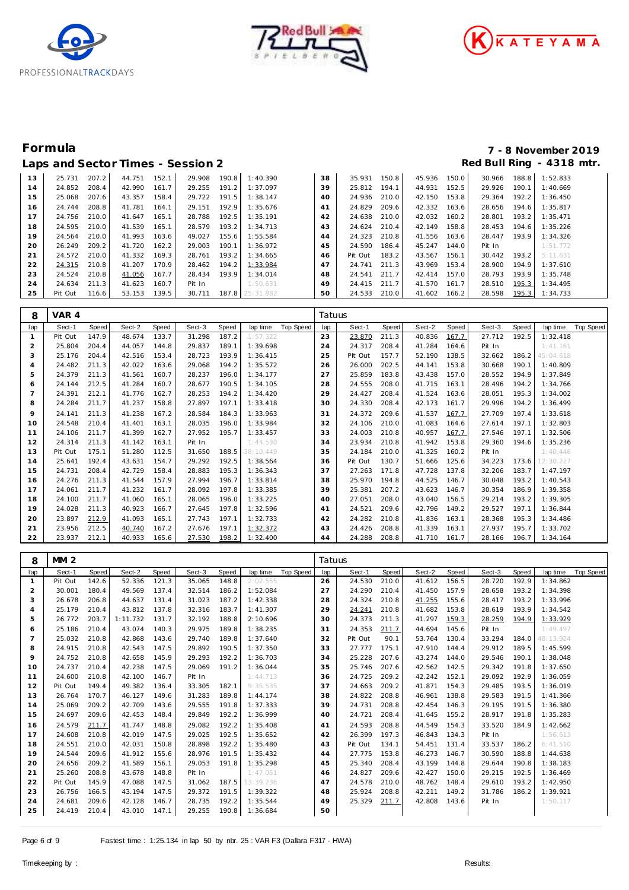# Formula

## Laps and Sector Times - Session 2

**7 - 8 November 2019**
**Red Bull Ring - 4318 mtr.**

| lap | Sect-1 | Speed | Sect-2 | Speed | Sect-3 | Speed | lap time | Top Speed | lap | Sect-1 | Speed | Sect-2 | Speed | Sect-3 | Speed | lap time | Top Speed |
|---|---|---|---|---|---|---|---|---|---|---|---|---|---|---|---|---|---|
| 13 | 25.731 | 207.2 | 44.751 | 152.1 | 29.908 | 190.8 | 1:40.390 | | 38 | 35.931 | 150.8 | 45.936 | 150.0 | 30.966 | 188.8 | 1:52.833 | |
| 14 | 24.852 | 208.4 | 42.990 | 161.7 | 29.255 | 191.2 | 1:37.097 | | 39 | 25.812 | 194.1 | 44.931 | 152.5 | 29.926 | 190.1 | 1:40.669 | |
| 15 | 25.068 | 207.6 | 43.357 | 158.4 | 29.722 | 191.5 | 1:38.147 | | 40 | 24.936 | 210.0 | 42.150 | 153.8 | 29.364 | 192.2 | 1:36.450 | |
| 16 | 24.744 | 208.8 | 41.781 | 164.1 | 29.151 | 192.9 | 1:35.676 | | 41 | 24.829 | 209.6 | 42.332 | 163.6 | 28.656 | 194.6 | 1:35.817 | |
| 17 | 24.756 | 210.0 | 41.647 | 165.1 | 28.788 | 192.5 | 1:35.191 | | 42 | 24.638 | 210.0 | 42.032 | 160.2 | 28.801 | 193.2 | 1:35.471 | |
| 18 | 24.595 | 210.0 | 41.539 | 165.1 | 28.579 | 193.2 | 1:34.713 | | 43 | 24.624 | 210.4 | 42.149 | 158.8 | 28.453 | 194.6 | 1:35.226 | |
| 19 | 24.564 | 210.0 | 41.993 | 163.6 | 49.027 | 155.6 | 1:55.584 | | 44 | 24.323 | 210.8 | 41.556 | 163.6 | 28.447 | 193.9 | 1:34.326 | |
| 20 | 26.249 | 209.2 | 41.720 | 162.2 | 29.003 | 190.1 | 1:36.972 | | 45 | 24.590 | 186.4 | 45.247 | 144.0 | Pit In | | 1:51.772 | |
| 21 | 24.572 | 210.0 | 41.332 | 169.3 | 28.761 | 193.2 | 1:34.665 | | 46 | Pit Out | 183.2 | 43.567 | 156.1 | 30.442 | 193.2 | 5:11.631 | |
| 22 | 24.315 | 210.8 | 41.207 | 170.9 | 28.462 | 194.2 | 1:33.984 | | 47 | 24.741 | 211.3 | 43.969 | 153.4 | 28.900 | 194.9 | 1:37.610 | |
| 23 | 24.524 | 210.8 | 41.056 | 167.7 | 28.434 | 193.9 | 1:34.014 | | 48 | 24.541 | 211.7 | 42.414 | 157.0 | 28.793 | 193.9 | 1:35.748 | |
| 24 | 24.634 | 211.3 | 41.623 | 160.7 | Pit In | | 1:50.631 | | 49 | 24.415 | 211.7 | 41.570 | 161.7 | 28.510 | 195.3 | 1:34.495 | |
| 25 | Pit Out | 116.6 | 53.153 | 139.5 | 30.711 | 187.8 | 25:31.882 | | 50 | 24.533 | 210.0 | 41.602 | 166.2 | 28.598 | 195.3 | 1:34.733 | |

### 8 VAR 4 — Tatuus

| lap | Sect-1 | Speed | Sect-2 | Speed | Sect-3 | Speed | lap time | Top Speed | lap | Sect-1 | Speed | Sect-2 | Speed | Sect-3 | Speed | lap time | Top Speed |
|---|---|---|---|---|---|---|---|---|---|---|---|---|---|---|---|---|---|
| 1 | Pit Out | 147.9 | 48.674 | 133.7 | 31.298 | 187.2 | 1:57.322 | | 23 | 23.870 | 211.3 | 40.836 | 167.7 | 27.712 | 192.5 | 1:32.418 | |
| 2 | 25.804 | 204.4 | 44.057 | 144.8 | 29.837 | 189.1 | 1:39.698 | | 24 | 24.317 | 208.4 | 41.284 | 164.6 | Pit In | | 1:41.161 | |
| 3 | 25.176 | 204.4 | 42.516 | 153.4 | 28.723 | 193.9 | 1:36.415 | | 25 | Pit Out | 157.7 | 52.190 | 138.5 | 32.662 | 186.2 | 45:04.618 | |
| 4 | 24.482 | 211.3 | 42.022 | 163.6 | 29.068 | 194.2 | 1:35.572 | | 26 | 26.000 | 202.5 | 44.141 | 153.8 | 30.668 | 190.1 | 1:40.809 | |
| 5 | 24.379 | 211.3 | 41.561 | 160.7 | 28.237 | 196.0 | 1:34.177 | | 27 | 25.859 | 183.8 | 43.438 | 157.0 | 28.552 | 194.9 | 1:37.849 | |
| 6 | 24.144 | 212.5 | 41.284 | 160.7 | 28.677 | 190.5 | 1:34.105 | | 28 | 24.555 | 208.0 | 41.715 | 163.1 | 28.496 | 194.2 | 1:34.766 | |
| 7 | 24.391 | 212.1 | 41.776 | 162.7 | 28.253 | 194.2 | 1:34.420 | | 29 | 24.427 | 208.4 | 41.524 | 163.6 | 28.051 | 195.3 | 1:34.002 | |
| 8 | 24.284 | 211.7 | 41.237 | 158.8 | 27.897 | 197.1 | 1:33.418 | | 30 | 24.330 | 208.4 | 42.173 | 161.7 | 29.996 | 194.2 | 1:36.499 | |
| 9 | 24.141 | 211.3 | 41.238 | 167.2 | 28.584 | 184.3 | 1:33.963 | | 31 | 24.372 | 209.6 | 41.537 | 167.7 | 27.709 | 197.4 | 1:33.618 | |
| 10 | 24.548 | 210.4 | 41.401 | 163.1 | 28.035 | 196.0 | 1:33.984 | | 32 | 24.106 | 210.0 | 41.083 | 164.6 | 27.614 | 197.1 | 1:32.803 | |
| 11 | 24.106 | 211.7 | 41.399 | 162.7 | 27.952 | 195.7 | 1:33.457 | | 33 | 24.003 | 210.8 | 40.957 | 167.7 | 27.546 | 197.1 | 1:32.506 | |
| 12 | 24.314 | 211.3 | 41.142 | 163.1 | Pit In | | 1:44.530 | | 34 | 23.934 | 210.8 | 41.942 | 153.8 | 29.360 | 194.6 | 1:35.236 | |
| 13 | Pit Out | 175.1 | 51.280 | 112.5 | 31.650 | 188.5 | 38:10.449 | | 35 | 24.184 | 210.0 | 41.325 | 160.2 | Pit In | | 1:40.446 | |
| 14 | 25.641 | 192.4 | 43.631 | 154.7 | 29.292 | 192.5 | 1:38.564 | | 36 | Pit Out | 130.7 | 51.666 | 125.6 | 34.223 | 173.6 | 12:30.227 | |
| 15 | 24.731 | 208.4 | 42.729 | 158.4 | 28.883 | 195.3 | 1:36.343 | | 37 | 27.263 | 171.8 | 47.728 | 137.8 | 32.206 | 183.7 | 1:47.197 | |
| 16 | 24.276 | 211.3 | 41.544 | 157.9 | 27.994 | 196.7 | 1:33.814 | | 38 | 25.970 | 194.8 | 44.525 | 146.7 | 30.048 | 193.2 | 1:40.543 | |
| 17 | 24.061 | 211.7 | 41.232 | 161.7 | 28.092 | 197.8 | 1:33.385 | | 39 | 25.381 | 207.2 | 43.623 | 146.7 | 30.354 | 186.9 | 1:39.358 | |
| 18 | 24.100 | 211.7 | 41.060 | 165.1 | 28.065 | 196.0 | 1:33.225 | | 40 | 27.051 | 208.0 | 43.040 | 156.5 | 29.214 | 193.2 | 1:39.305 | |
| 19 | 24.028 | 211.3 | 40.923 | 166.7 | 27.645 | 197.8 | 1:32.596 | | 41 | 24.521 | 209.6 | 42.796 | 149.2 | 29.527 | 197.1 | 1:36.844 | |
| 20 | 23.897 | 212.9 | 41.093 | 165.1 | 27.743 | 197.1 | 1:32.733 | | 42 | 24.282 | 210.8 | 41.836 | 163.1 | 28.368 | 195.3 | 1:34.486 | |
| 21 | 23.956 | 212.5 | 40.740 | 167.2 | 27.676 | 197.1 | 1:32.372 | | 43 | 24.426 | 208.8 | 41.339 | 163.1 | 27.937 | 195.7 | 1:33.702 | |
| 22 | 23.937 | 212.1 | 40.933 | 165.6 | 27.530 | 198.2 | 1:32.400 | | 44 | 24.288 | 208.8 | 41.710 | 161.7 | 28.166 | 196.7 | 1:34.164 | |

### 8 MM 2 — Tatuus

| lap | Sect-1 | Speed | Sect-2 | Speed | Sect-3 | Speed | lap time | Top Speed | lap | Sect-1 | Speed | Sect-2 | Speed | Sect-3 | Speed | lap time | Top Speed |
|---|---|---|---|---|---|---|---|---|---|---|---|---|---|---|---|---|---|
| 1 | Pit Out | 142.6 | 52.336 | 121.3 | 35.065 | 148.8 | 2:02.555 | | 26 | 24.530 | 210.0 | 41.612 | 156.5 | 28.720 | 192.9 | 1:34.862 | |
| 2 | 30.001 | 180.4 | 49.569 | 137.4 | 32.514 | 186.2 | 1:52.084 | | 27 | 24.290 | 210.4 | 41.450 | 157.9 | 28.658 | 193.2 | 1:34.398 | |
| 3 | 26.678 | 206.8 | 44.637 | 131.4 | 31.023 | 187.2 | 1:42.338 | | 28 | 24.324 | 210.8 | 41.255 | 155.6 | 28.417 | 193.2 | 1:33.996 | |
| 4 | 25.179 | 210.4 | 43.812 | 137.8 | 32.316 | 183.7 | 1:41.307 | | 29 | 24.241 | 210.8 | 41.682 | 153.8 | 28.619 | 193.9 | 1:34.542 | |
| 5 | 26.772 | 203.7 | 1:11.732 | 131.7 | 32.192 | 188.8 | 2:10.696 | | 30 | 24.373 | 211.3 | 41.297 | 159.3 | 28.259 | 194.9 | 1:33.929 | |
| 6 | 25.186 | 210.4 | 43.074 | 140.3 | 29.975 | 189.8 | 1:38.235 | | 31 | 24.353 | 211.7 | 44.694 | 145.6 | Pit In | | 1:49.497 | |
| 7 | 25.032 | 210.8 | 42.868 | 143.6 | 29.740 | 189.8 | 1:37.640 | | 32 | Pit Out | 90.1 | 53.764 | 130.4 | 33.294 | 184.0 | 48:13.924 | |
| 8 | 24.915 | 210.8 | 42.543 | 147.5 | 29.892 | 190.5 | 1:37.350 | | 33 | 27.777 | 175.1 | 47.910 | 144.4 | 29.912 | 189.5 | 1:45.599 | |
| 9 | 24.752 | 210.8 | 42.658 | 145.9 | 29.293 | 192.2 | 1:36.703 | | 34 | 25.228 | 207.6 | 43.274 | 144.0 | 29.546 | 190.1 | 1:38.048 | |
| 10 | 24.737 | 210.4 | 42.238 | 147.5 | 29.069 | 191.2 | 1:36.044 | | 35 | 25.746 | 207.6 | 42.562 | 142.5 | 29.342 | 191.8 | 1:37.650 | |
| 11 | 24.600 | 210.8 | 42.100 | 146.7 | Pit In | | 1:44.713 | | 36 | 24.725 | 209.2 | 42.242 | 152.1 | 29.092 | 192.9 | 1:36.059 | |
| 12 | Pit Out | 149.4 | 49.382 | 136.4 | 33.305 | 182.1 | 9:35.535 | | 37 | 24.663 | 209.2 | 41.871 | 154.3 | 29.485 | 193.5 | 1:36.019 | |
| 13 | 26.764 | 170.7 | 46.127 | 149.6 | 31.283 | 189.8 | 1:44.174 | | 38 | 24.822 | 208.8 | 46.961 | 138.8 | 29.583 | 191.5 | 1:41.366 | |
| 14 | 25.069 | 209.2 | 42.709 | 143.6 | 29.555 | 191.8 | 1:37.333 | | 39 | 24.731 | 208.8 | 42.454 | 146.3 | 29.195 | 191.5 | 1:36.380 | |
| 15 | 24.697 | 209.6 | 42.453 | 148.4 | 29.849 | 192.2 | 1:36.999 | | 40 | 24.721 | 208.4 | 41.645 | 155.2 | 28.917 | 191.8 | 1:35.283 | |
| 16 | 24.579 | 211.7 | 41.747 | 148.8 | 29.082 | 192.2 | 1:35.408 | | 41 | 24.593 | 208.8 | 44.549 | 154.3 | 33.520 | 184.9 | 1:42.662 | |
| 17 | 24.608 | 210.8 | 42.019 | 147.5 | 29.025 | 192.5 | 1:35.652 | | 42 | 26.399 | 197.3 | 46.843 | 134.3 | Pit In | | 1:56.613 | |
| 18 | 24.551 | 210.0 | 42.031 | 150.8 | 28.898 | 192.2 | 1:35.480 | | 43 | Pit Out | 134.1 | 54.451 | 131.4 | 33.537 | 186.2 | 6:41.510 | |
| 19 | 24.544 | 209.6 | 41.912 | 155.6 | 28.976 | 191.5 | 1:35.432 | | 44 | 27.775 | 153.8 | 46.273 | 146.7 | 30.590 | 188.8 | 1:44.638 | |
| 20 | 24.656 | 209.2 | 41.589 | 156.1 | 29.053 | 191.8 | 1:35.298 | | 45 | 25.340 | 208.4 | 43.199 | 144.8 | 29.644 | 190.8 | 1:38.183 | |
| 21 | 25.260 | 208.8 | 43.678 | 148.8 | Pit In | | 1:47.051 | | 46 | 24.827 | 209.6 | 42.427 | 150.0 | 29.215 | 192.5 | 1:36.469 | |
| 22 | Pit Out | 145.9 | 47.088 | 147.5 | 31.062 | 187.5 | 13:39.236 | | 47 | 24.578 | 210.0 | 48.762 | 148.4 | 29.610 | 193.2 | 1:42.950 | |
| 23 | 26.756 | 166.5 | 43.194 | 147.5 | 29.372 | 191.5 | 1:39.322 | | 48 | 25.924 | 208.8 | 42.211 | 149.2 | 31.786 | 186.2 | 1:39.921 | |
| 24 | 24.681 | 209.6 | 42.128 | 146.7 | 28.735 | 192.2 | 1:35.544 | | 49 | 25.329 | 211.7 | 42.808 | 143.6 | Pit In | | 1:50.117 | |
| 25 | 24.419 | 210.4 | 43.010 | 147.1 | 29.255 | 190.8 | 1:36.684 | | 50 | | | | | | | | |

Fastest time : 1:25.134 in lap 50 by nbr. 25 : VAR F3 (Dallara F317 - HWA)

Timekeeping by : Results: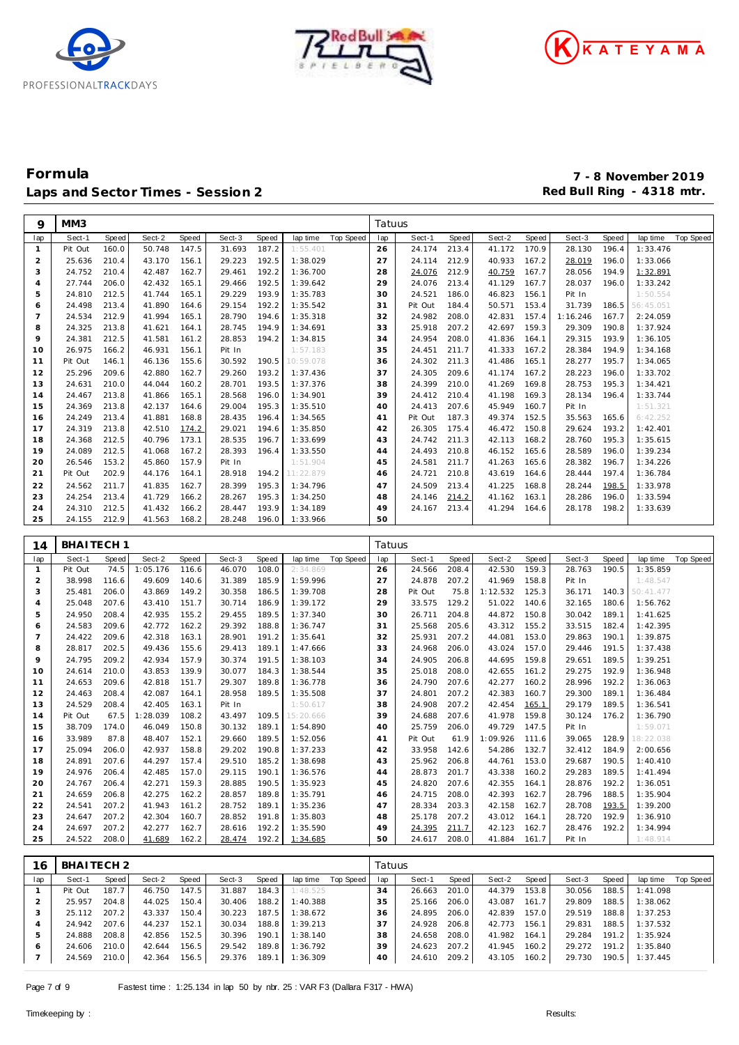# Formula

## Laps and Sector Times - Session 2

**7 - 8 November 2019**
**Red Bull Ring - 4318 mtr.**

| 9 | MM3 | | | | | | | | | Tatuus | | | | | | | | | |
|---|---|---|---|---|---|---|---|---|---|---|---|---|---|---|---|---|---|---|---|
| lap | Sect-1 | Speed | Sect-2 | Speed | Sect-3 | Speed | lap time | Top Speed | lap | Sect-1 | Speed | Sect-2 | Speed | Sect-3 | Speed | lap time | Top Speed |
| 1 | Pit Out | 160.0 | 50.748 | 147.5 | 31.693 | 187.2 | 1:55.401 | | 26 | 24.174 | 213.4 | 41.172 | 170.9 | 28.130 | 196.4 | 1:33.476 | |
| 2 | 25.636 | 210.4 | 43.170 | 156.1 | 29.223 | 192.5 | 1:38.029 | | 27 | 24.114 | 212.9 | 40.933 | 167.2 | 28.019 | 196.0 | 1:33.066 | |
| 3 | 24.752 | 210.4 | 42.487 | 162.7 | 29.461 | 192.2 | 1:36.700 | | 28 | 24.076 | 212.9 | 40.759 | 167.7 | 28.056 | 194.9 | 1:32.891 | |
| 4 | 27.744 | 206.0 | 42.432 | 165.1 | 29.466 | 192.5 | 1:39.642 | | 29 | 24.076 | 213.4 | 41.129 | 167.7 | 28.037 | 196.0 | 1:33.242 | |
| 5 | 24.810 | 212.5 | 41.744 | 165.1 | 29.229 | 193.9 | 1:35.783 | | 30 | 24.521 | 186.0 | 46.823 | 156.1 | Pit In | | 1:50.554 | |
| 6 | 24.498 | 213.4 | 41.890 | 164.6 | 29.154 | 192.2 | 1:35.542 | | 31 | Pit Out | 184.4 | 50.571 | 153.4 | 31.739 | 186.5 | 56:45.051 | |
| 7 | 24.534 | 212.9 | 41.994 | 165.1 | 28.790 | 194.6 | 1:35.318 | | 32 | 24.982 | 208.0 | 42.831 | 157.4 | 1:16.246 | 167.7 | 2:24.059 | |
| 8 | 24.325 | 213.8 | 41.621 | 164.1 | 28.745 | 194.9 | 1:34.691 | | 33 | 25.918 | 207.2 | 42.697 | 159.3 | 29.309 | 190.8 | 1:37.924 | |
| 9 | 24.381 | 212.5 | 41.581 | 161.2 | 28.853 | 194.2 | 1:34.815 | | 34 | 24.954 | 208.0 | 41.836 | 164.1 | 29.315 | 193.9 | 1:36.105 | |
| 10 | 26.975 | 166.2 | 46.931 | 156.1 | Pit In | | 1:57.183 | | 35 | 24.451 | 211.7 | 41.333 | 167.2 | 28.384 | 194.9 | 1:34.168 | |
| 11 | Pit Out | 146.1 | 46.136 | 155.6 | 30.592 | 190.5 | 10:59.078 | | 36 | 24.302 | 211.3 | 41.486 | 165.1 | 28.277 | 195.7 | 1:34.065 | |
| 12 | 25.296 | 209.6 | 42.880 | 162.7 | 29.260 | 193.2 | 1:37.436 | | 37 | 24.305 | 209.6 | 41.174 | 167.2 | 28.223 | 196.0 | 1:33.702 | |
| 13 | 24.631 | 210.0 | 44.044 | 160.2 | 28.701 | 193.5 | 1:37.376 | | 38 | 24.399 | 210.0 | 41.269 | 169.8 | 28.753 | 195.3 | 1:34.421 | |
| 14 | 24.467 | 213.8 | 41.866 | 165.1 | 28.568 | 196.0 | 1:34.901 | | 39 | 24.412 | 210.4 | 41.198 | 169.3 | 28.134 | 196.4 | 1:33.744 | |
| 15 | 24.369 | 213.8 | 42.137 | 164.6 | 29.004 | 195.3 | 1:35.510 | | 40 | 24.413 | 207.6 | 45.949 | 160.7 | Pit In | | 1:51.321 | |
| 16 | 24.249 | 213.4 | 41.881 | 168.8 | 28.435 | 196.4 | 1:34.565 | | 41 | Pit Out | 187.3 | 49.374 | 152.5 | 35.563 | 165.6 | 6:42.252 | |
| 17 | 24.319 | 213.8 | 42.510 | 174.2 | 29.021 | 194.6 | 1:35.850 | | 42 | 26.305 | 175.4 | 46.472 | 150.8 | 29.624 | 193.2 | 1:42.401 | |
| 18 | 24.368 | 212.5 | 40.796 | 173.1 | 28.535 | 196.7 | 1:33.699 | | 43 | 24.742 | 211.3 | 42.113 | 168.2 | 28.760 | 195.3 | 1:35.615 | |
| 19 | 24.089 | 212.5 | 41.068 | 167.2 | 28.393 | 196.4 | 1:33.550 | | 44 | 24.493 | 210.8 | 46.152 | 165.6 | 28.589 | 196.0 | 1:39.234 | |
| 20 | 26.546 | 153.2 | 45.860 | 157.9 | Pit In | | 1:51.904 | | 45 | 24.581 | 211.7 | 41.263 | 165.6 | 28.382 | 196.7 | 1:34.226 | |
| 21 | Pit Out | 202.9 | 44.176 | 164.1 | 28.918 | 194.2 | 11:22.879 | | 46 | 24.721 | 210.8 | 43.619 | 164.6 | 28.444 | 197.4 | 1:36.784 | |
| 22 | 24.562 | 211.7 | 41.835 | 162.7 | 28.399 | 195.3 | 1:34.796 | | 47 | 24.509 | 213.4 | 41.225 | 168.8 | 28.244 | 198.5 | 1:33.978 | |
| 23 | 24.254 | 213.4 | 41.729 | 166.2 | 28.267 | 195.3 | 1:34.250 | | 48 | 24.146 | 214.2 | 41.162 | 163.1 | 28.286 | 196.0 | 1:33.594 | |
| 24 | 24.310 | 212.5 | 41.432 | 166.2 | 28.447 | 193.9 | 1:34.189 | | 49 | 24.167 | 213.4 | 41.294 | 164.6 | 28.178 | 198.2 | 1:33.639 | |
| 25 | 24.155 | 212.9 | 41.563 | 168.2 | 28.248 | 196.0 | 1:33.966 | | 50 | | | | | | | | |

| 14 | BHAITECH 1 | | | | | | | | | Tatuus | | | | | | | | | |
|---|---|---|---|---|---|---|---|---|---|---|---|---|---|---|---|---|---|---|---|
| lap | Sect-1 | Speed | Sect-2 | Speed | Sect-3 | Speed | lap time | Top Speed | lap | Sect-1 | Speed | Sect-2 | Speed | Sect-3 | Speed | lap time | Top Speed |
| 1 | Pit Out | 74.5 | 1:05.176 | 116.6 | 46.070 | 108.0 | 2:34.869 | | 26 | 24.566 | 208.4 | 42.530 | 159.3 | 28.763 | 190.5 | 1:35.859 | |
| 2 | 38.998 | 116.6 | 49.609 | 140.6 | 31.389 | 185.9 | 1:59.996 | | 27 | 24.878 | 207.2 | 41.969 | 158.8 | Pit In | | 1:48.547 | |
| 3 | 25.481 | 206.0 | 43.869 | 149.2 | 30.358 | 186.5 | 1:39.708 | | 28 | Pit Out | 75.8 | 1:12.532 | 125.3 | 36.171 | 140.3 | 50:41.477 | |
| 4 | 25.048 | 207.6 | 43.410 | 151.7 | 30.714 | 186.9 | 1:39.172 | | 29 | 33.575 | 129.2 | 51.022 | 140.6 | 32.165 | 180.6 | 1:56.762 | |
| 5 | 24.950 | 208.4 | 42.935 | 155.2 | 29.455 | 189.5 | 1:37.340 | | 30 | 26.711 | 204.8 | 44.872 | 150.8 | 30.042 | 189.1 | 1:41.625 | |
| 6 | 24.583 | 209.6 | 42.772 | 162.2 | 29.392 | 188.8 | 1:36.747 | | 31 | 25.568 | 205.6 | 43.312 | 155.2 | 33.515 | 182.4 | 1:42.395 | |
| 7 | 24.422 | 209.6 | 42.318 | 163.1 | 28.901 | 191.2 | 1:35.641 | | 32 | 25.931 | 207.2 | 44.081 | 153.0 | 29.863 | 190.1 | 1:39.875 | |
| 8 | 28.817 | 202.5 | 49.436 | 155.6 | 29.413 | 189.1 | 1:47.666 | | 33 | 24.968 | 206.0 | 43.024 | 157.0 | 29.446 | 191.5 | 1:37.438 | |
| 9 | 24.795 | 209.2 | 42.934 | 157.9 | 30.374 | 191.5 | 1:38.103 | | 34 | 24.905 | 206.8 | 44.695 | 159.8 | 29.651 | 189.5 | 1:39.251 | |
| 10 | 24.614 | 210.0 | 43.853 | 139.9 | 30.077 | 184.3 | 1:38.544 | | 35 | 25.018 | 208.0 | 42.655 | 161.2 | 29.275 | 192.9 | 1:36.948 | |
| 11 | 24.653 | 209.6 | 42.818 | 151.7 | 29.307 | 189.8 | 1:36.778 | | 36 | 24.790 | 207.6 | 42.277 | 160.2 | 28.996 | 192.2 | 1:36.063 | |
| 12 | 24.463 | 208.4 | 42.087 | 164.1 | 28.958 | 189.5 | 1:35.508 | | 37 | 24.801 | 207.2 | 42.383 | 160.7 | 29.300 | 189.1 | 1:36.484 | |
| 13 | 24.529 | 208.4 | 42.405 | 163.1 | Pit In | | 1:50.617 | | 38 | 24.908 | 207.2 | 42.454 | 165.1 | 29.179 | 189.5 | 1:36.541 | |
| 14 | Pit Out | 67.5 | 1:28.039 | 108.2 | 43.497 | 109.5 | 15:20.666 | | 39 | 24.688 | 207.6 | 41.978 | 159.8 | 30.124 | 176.2 | 1:36.790 | |
| 15 | 38.709 | 174.0 | 46.049 | 150.8 | 30.132 | 189.1 | 1:54.890 | | 40 | 25.759 | 206.0 | 49.729 | 147.5 | Pit In | | 1:59.071 | |
| 16 | 33.989 | 87.8 | 48.407 | 152.1 | 29.660 | 189.5 | 1:52.056 | | 41 | Pit Out | 61.9 | 1:09.926 | 111.6 | 39.065 | 128.9 | 18:22.038 | |
| 17 | 25.094 | 206.0 | 42.937 | 158.8 | 29.202 | 190.8 | 1:37.233 | | 42 | 33.958 | 142.6 | 54.286 | 132.7 | 32.412 | 184.9 | 2:00.656 | |
| 18 | 24.891 | 207.6 | 44.297 | 157.4 | 29.510 | 185.2 | 1:38.698 | | 43 | 25.962 | 206.8 | 44.761 | 153.0 | 29.687 | 190.5 | 1:40.410 | |
| 19 | 24.976 | 206.4 | 42.485 | 157.0 | 29.115 | 190.1 | 1:36.576 | | 44 | 28.873 | 201.7 | 43.338 | 160.2 | 29.283 | 189.5 | 1:41.494 | |
| 20 | 24.767 | 206.4 | 42.271 | 159.3 | 28.885 | 190.5 | 1:35.923 | | 45 | 24.820 | 207.6 | 42.355 | 164.1 | 28.876 | 192.2 | 1:36.051 | |
| 21 | 24.659 | 206.8 | 42.275 | 162.2 | 28.857 | 189.8 | 1:35.791 | | 46 | 24.715 | 208.0 | 42.393 | 162.7 | 28.796 | 188.5 | 1:35.904 | |
| 22 | 24.541 | 207.2 | 41.943 | 161.2 | 28.752 | 189.1 | 1:35.236 | | 47 | 28.334 | 203.3 | 42.158 | 162.7 | 28.708 | 193.5 | 1:39.200 | |
| 23 | 24.647 | 207.2 | 42.304 | 160.7 | 28.852 | 191.8 | 1:35.803 | | 48 | 25.178 | 207.2 | 43.012 | 164.1 | 28.720 | 192.9 | 1:36.910 | |
| 24 | 24.697 | 207.2 | 42.277 | 162.7 | 28.616 | 192.2 | 1:35.590 | | 49 | 24.395 | 211.7 | 42.123 | 162.7 | 28.476 | 192.2 | 1:34.994 | |
| 25 | 24.522 | 208.0 | 41.689 | 162.2 | 28.474 | 192.2 | 1:34.685 | | 50 | 24.617 | 208.0 | 41.884 | 161.7 | Pit In | | 1:48.914 | |

| 16 | BHAITECH 2 | | | | | | | | | Tatuus | | | | | | | | | |
|---|---|---|---|---|---|---|---|---|---|---|---|---|---|---|---|---|---|---|---|
| lap | Sect-1 | Speed | Sect-2 | Speed | Sect-3 | Speed | lap time | Top Speed | lap | Sect-1 | Speed | Sect-2 | Speed | Sect-3 | Speed | lap time | Top Speed |
| 1 | Pit Out | 187.7 | 46.750 | 147.5 | 31.887 | 184.3 | 1:48.525 | | 34 | 26.663 | 201.0 | 44.379 | 153.8 | 30.056 | 188.5 | 1:41.098 | |
| 2 | 25.957 | 204.8 | 44.025 | 150.4 | 30.406 | 188.2 | 1:40.388 | | 35 | 25.166 | 206.0 | 43.087 | 161.7 | 29.809 | 188.5 | 1:38.062 | |
| 3 | 25.112 | 207.2 | 43.337 | 150.4 | 30.223 | 187.5 | 1:38.672 | | 36 | 24.895 | 206.0 | 42.839 | 157.0 | 29.519 | 188.8 | 1:37.253 | |
| 4 | 24.942 | 207.6 | 44.237 | 152.1 | 30.034 | 188.8 | 1:39.213 | | 37 | 24.928 | 206.8 | 42.773 | 156.1 | 29.831 | 188.5 | 1:37.532 | |
| 5 | 24.888 | 208.8 | 42.856 | 152.5 | 30.396 | 190.1 | 1:38.140 | | 38 | 24.658 | 208.0 | 41.982 | 164.1 | 29.284 | 191.2 | 1:35.924 | |
| 6 | 24.606 | 210.0 | 42.644 | 156.5 | 29.542 | 189.8 | 1:36.792 | | 39 | 24.623 | 207.2 | 41.945 | 160.2 | 29.272 | 191.2 | 1:35.840 | |
| 7 | 24.569 | 210.0 | 42.364 | 156.5 | 29.376 | 189.1 | 1:36.309 | | 40 | 24.610 | 209.2 | 43.105 | 160.2 | 29.730 | 190.5 | 1:37.445 | |

Fastest time : 1:25.134 in lap 50 by nbr. 25 : VAR F3 (Dallara F317 - HWA)

Timekeeping by : Results: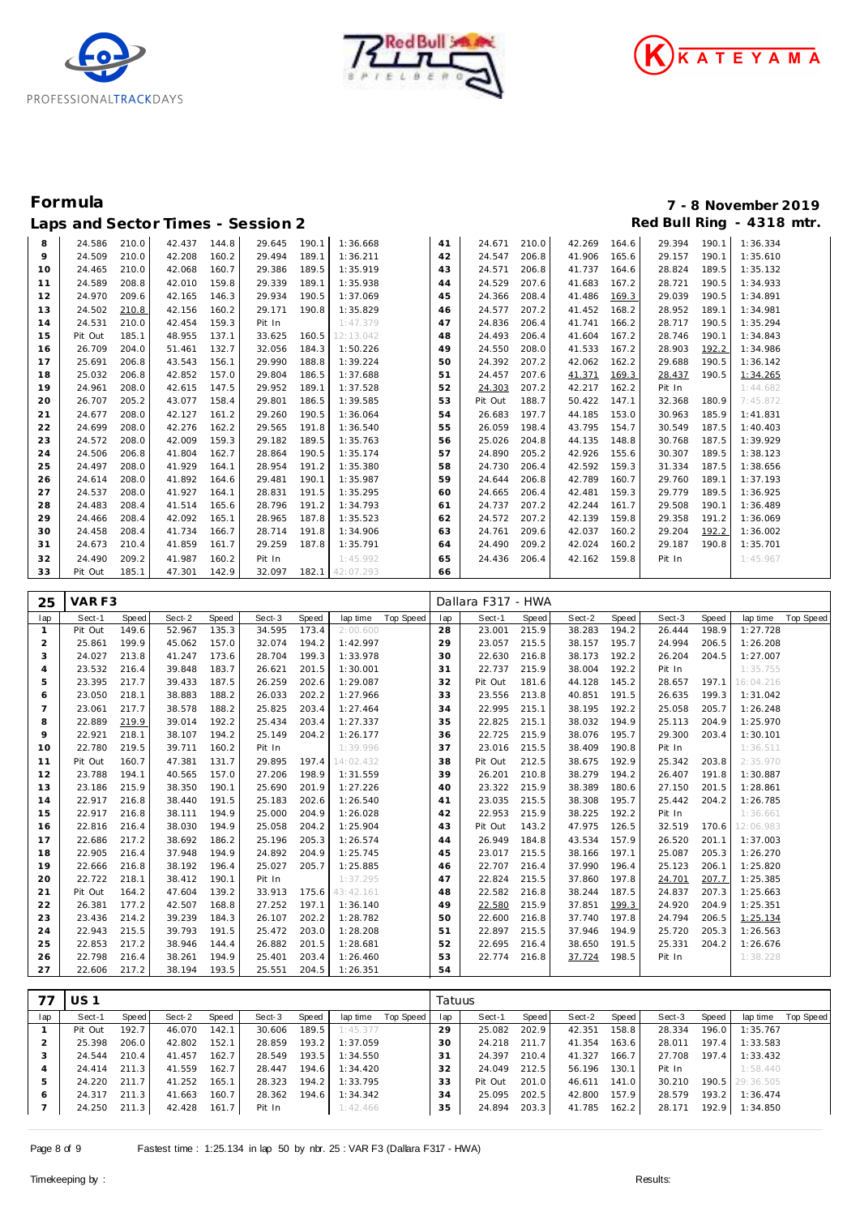# Formula

## Laps and Sector Times - Session 2

**7 - 8 November 2019**
**Red Bull Ring - 4318 mtr.**

| lap | Sect-1 | Speed | Sect-2 | Speed | Sect-3 | Speed | lap time | Top Speed | lap | Sect-1 | Speed | Sect-2 | Speed | Sect-3 | Speed | lap time | Top Speed |
|---|---|---|---|---|---|---|---|---|---|---|---|---|---|---|---|---|---|
| 8 | 24.586 | 210.0 | 42.437 | 144.8 | 29.645 | 190.1 | 1:36.668 | | 41 | 24.671 | 210.0 | 42.269 | 164.6 | 29.394 | 190.1 | 1:36.334 | |
| 9 | 24.509 | 210.0 | 42.208 | 160.2 | 29.494 | 189.1 | 1:36.211 | | 42 | 24.547 | 206.8 | 41.906 | 165.6 | 29.157 | 190.1 | 1:35.610 | |
| 10 | 24.465 | 210.0 | 42.068 | 160.7 | 29.386 | 189.5 | 1:35.919 | | 43 | 24.571 | 206.8 | 41.737 | 164.6 | 28.824 | 189.5 | 1:35.132 | |
| 11 | 24.589 | 208.8 | 42.010 | 159.8 | 29.339 | 189.1 | 1:35.938 | | 44 | 24.529 | 207.6 | 41.683 | 167.2 | 28.721 | 190.5 | 1:34.933 | |
| 12 | 24.970 | 209.6 | 42.165 | 146.3 | 29.934 | 190.5 | 1:37.069 | | 45 | 24.366 | 208.4 | 41.486 | 169.3 | 29.039 | 190.5 | 1:34.891 | |
| 13 | 24.502 | 210.8 | 42.156 | 160.2 | 29.171 | 190.8 | 1:35.829 | | 46 | 24.577 | 207.2 | 41.452 | 168.2 | 28.952 | 189.1 | 1:34.981 | |
| 14 | 24.531 | 210.0 | 42.454 | 159.3 | Pit In | | 1:47.379 | | 47 | 24.836 | 206.4 | 41.741 | 166.2 | 28.717 | 190.5 | 1:35.294 | |
| 15 | Pit Out | 185.1 | 48.955 | 137.1 | 33.625 | 160.5 | 12:13.042 | | 48 | 24.493 | 206.4 | 41.604 | 167.2 | 28.746 | 190.1 | 1:34.843 | |
| 16 | 26.709 | 204.0 | 51.461 | 132.7 | 32.056 | 184.3 | 1:50.226 | | 49 | 24.550 | 208.0 | 41.533 | 167.2 | 28.903 | 192.2 | 1:34.986 | |
| 17 | 25.691 | 206.8 | 43.543 | 156.1 | 29.990 | 188.8 | 1:39.224 | | 50 | 24.392 | 207.2 | 42.062 | 162.2 | 29.688 | 190.5 | 1:36.142 | |
| 18 | 25.032 | 206.8 | 42.852 | 157.0 | 29.804 | 186.5 | 1:37.688 | | 51 | 24.457 | 207.6 | 41.371 | 169.3 | 28.437 | 190.5 | 1:34.265 | |
| 19 | 24.961 | 208.0 | 42.615 | 147.5 | 29.952 | 189.1 | 1:37.528 | | 52 | 24.303 | 207.2 | 42.217 | 162.2 | Pit In | | 1:44.682 | |
| 20 | 26.707 | 205.2 | 43.077 | 158.4 | 29.801 | 186.5 | 1:39.585 | | 53 | Pit Out | 188.7 | 50.422 | 147.1 | 32.368 | 180.9 | 7:45.872 | |
| 21 | 24.677 | 208.0 | 42.127 | 161.2 | 29.260 | 190.5 | 1:36.064 | | 54 | 26.683 | 197.7 | 44.185 | 153.0 | 30.963 | 185.9 | 1:41.831 | |
| 22 | 24.699 | 208.0 | 42.276 | 162.2 | 29.565 | 191.8 | 1:36.540 | | 55 | 26.059 | 198.4 | 43.795 | 154.7 | 30.549 | 187.5 | 1:40.403 | |
| 23 | 24.572 | 208.0 | 42.009 | 159.3 | 29.182 | 189.5 | 1:35.763 | | 56 | 25.026 | 204.8 | 44.135 | 148.8 | 30.768 | 187.5 | 1:39.929 | |
| 24 | 24.506 | 206.8 | 41.804 | 162.7 | 28.864 | 190.5 | 1:35.174 | | 57 | 24.890 | 205.2 | 42.926 | 155.6 | 30.307 | 189.5 | 1:38.123 | |
| 25 | 24.497 | 208.0 | 41.929 | 164.1 | 28.954 | 191.2 | 1:35.380 | | 58 | 24.730 | 206.4 | 42.592 | 159.3 | 31.334 | 187.5 | 1:38.656 | |
| 26 | 24.614 | 208.0 | 41.892 | 164.6 | 29.481 | 190.1 | 1:35.987 | | 59 | 24.644 | 206.8 | 42.789 | 160.7 | 29.760 | 189.1 | 1:37.193 | |
| 27 | 24.537 | 208.0 | 41.927 | 164.1 | 28.831 | 191.5 | 1:35.295 | | 60 | 24.665 | 206.4 | 42.481 | 159.3 | 29.779 | 189.5 | 1:36.925 | |
| 28 | 24.483 | 208.4 | 41.514 | 165.6 | 28.796 | 191.2 | 1:34.793 | | 61 | 24.737 | 207.2 | 42.244 | 161.7 | 29.508 | 190.1 | 1:36.489 | |
| 29 | 24.466 | 208.4 | 42.092 | 165.1 | 28.965 | 187.8 | 1:35.523 | | 62 | 24.572 | 207.2 | 42.139 | 159.8 | 29.358 | 191.2 | 1:36.069 | |
| 30 | 24.458 | 208.4 | 41.734 | 166.7 | 28.714 | 191.8 | 1:34.906 | | 63 | 24.761 | 209.6 | 42.037 | 160.2 | 29.204 | 192.2 | 1:36.002 | |
| 31 | 24.673 | 210.4 | 41.859 | 161.7 | 29.259 | 187.8 | 1:35.791 | | 64 | 24.490 | 209.2 | 42.024 | 160.2 | 29.187 | 190.8 | 1:35.701 | |
| 32 | 24.490 | 209.2 | 41.987 | 160.2 | Pit In | | 1:45.992 | | 65 | 24.436 | 206.4 | 42.162 | 159.8 | Pit In | | 1:45.967 | |
| 33 | Pit Out | 185.1 | 47.301 | 142.9 | 32.097 | 182.1 | 42:07.293 | | 66 | | | | | | | | |

### 25 VAR F3 — Dallara F317 - HWA

| lap | Sect-1 | Speed | Sect-2 | Speed | Sect-3 | Speed | lap time | Top Speed | lap | Sect-1 | Speed | Sect-2 | Speed | Sect-3 | Speed | lap time | Top Speed |
|---|---|---|---|---|---|---|---|---|---|---|---|---|---|---|---|---|---|
| 1 | Pit Out | 149.6 | 52.967 | 135.3 | 34.595 | 173.4 | 2:00.600 | | 28 | 23.001 | 215.9 | 38.283 | 194.2 | 26.444 | 198.9 | 1:27.728 | |
| 2 | 25.861 | 199.9 | 45.062 | 157.0 | 32.074 | 194.2 | 1:42.997 | | 29 | 23.057 | 215.5 | 38.157 | 195.7 | 24.994 | 206.5 | 1:26.208 | |
| 3 | 24.027 | 213.8 | 41.247 | 173.6 | 28.704 | 199.3 | 1:33.978 | | 30 | 22.630 | 216.8 | 38.173 | 192.2 | 26.204 | 204.5 | 1:27.007 | |
| 4 | 23.532 | 216.4 | 39.848 | 183.7 | 26.621 | 201.5 | 1:30.001 | | 31 | 22.737 | 215.9 | 38.004 | 192.2 | Pit In | | 1:35.755 | |
| 5 | 23.395 | 217.7 | 39.433 | 187.5 | 26.259 | 202.6 | 1:29.087 | | 32 | Pit Out | 181.6 | 44.128 | 145.2 | 28.657 | 197.1 | 16:04.216 | |
| 6 | 23.050 | 218.1 | 38.883 | 188.2 | 26.033 | 202.2 | 1:27.966 | | 33 | 23.556 | 213.8 | 40.851 | 191.5 | 26.635 | 199.3 | 1:31.042 | |
| 7 | 23.061 | 217.7 | 38.578 | 188.2 | 25.825 | 203.4 | 1:27.464 | | 34 | 22.995 | 215.1 | 38.195 | 192.2 | 25.058 | 205.7 | 1:26.248 | |
| 8 | 22.889 | 219.9 | 39.014 | 192.2 | 25.434 | 203.4 | 1:27.337 | | 35 | 22.825 | 215.1 | 38.032 | 194.9 | 25.113 | 204.9 | 1:25.970 | |
| 9 | 22.921 | 218.1 | 38.107 | 194.2 | 25.149 | 204.2 | 1:26.177 | | 36 | 22.725 | 215.9 | 38.076 | 195.7 | 29.300 | 203.4 | 1:30.101 | |
| 10 | 22.780 | 219.5 | 39.711 | 160.2 | Pit In | | 1:39.996 | | 37 | 23.016 | 215.5 | 38.409 | 190.8 | Pit In | | 1:36.511 | |
| 11 | Pit Out | 160.7 | 47.381 | 131.7 | 29.895 | 197.4 | 14:02.432 | | 38 | Pit Out | 212.5 | 38.675 | 192.9 | 25.342 | 203.8 | 2:35.970 | |
| 12 | 23.788 | 194.1 | 40.565 | 157.0 | 27.206 | 198.9 | 1:31.559 | | 39 | 26.201 | 210.8 | 38.279 | 194.2 | 26.407 | 191.8 | 1:30.887 | |
| 13 | 23.186 | 215.9 | 38.350 | 190.1 | 25.690 | 201.9 | 1:27.226 | | 40 | 23.322 | 215.9 | 38.389 | 180.6 | 27.150 | 201.5 | 1:28.861 | |
| 14 | 22.917 | 216.8 | 38.440 | 191.5 | 25.183 | 202.6 | 1:26.540 | | 41 | 23.035 | 215.5 | 38.308 | 195.7 | 25.442 | 204.2 | 1:26.785 | |
| 15 | 22.917 | 216.8 | 38.111 | 194.9 | 25.000 | 204.9 | 1:26.028 | | 42 | 22.953 | 215.9 | 38.225 | 192.2 | Pit In | | 1:36.661 | |
| 16 | 22.816 | 216.4 | 38.030 | 194.9 | 25.058 | 204.2 | 1:25.904 | | 43 | Pit Out | 143.2 | 47.975 | 126.5 | 32.519 | 170.6 | 12:06.983 | |
| 17 | 22.686 | 217.2 | 38.692 | 186.2 | 25.196 | 205.3 | 1:26.574 | | 44 | 26.949 | 184.8 | 43.534 | 157.9 | 26.520 | 201.1 | 1:37.003 | |
| 18 | 22.905 | 216.4 | 37.948 | 194.9 | 24.892 | 204.9 | 1:25.745 | | 45 | 23.017 | 215.5 | 38.166 | 197.1 | 25.087 | 205.3 | 1:26.270 | |
| 19 | 22.666 | 216.8 | 38.192 | 196.4 | 25.027 | 205.7 | 1:25.885 | | 46 | 22.707 | 216.4 | 37.990 | 196.4 | 25.123 | 206.1 | 1:25.820 | |
| 20 | 22.722 | 218.1 | 38.412 | 190.1 | Pit In | | 1:37.295 | | 47 | 22.824 | 215.5 | 37.860 | 197.8 | 24.701 | 207.7 | 1:25.385 | |
| 21 | Pit Out | 164.2 | 47.604 | 139.2 | 33.913 | 175.6 | 43:42.161 | | 48 | 22.582 | 216.8 | 38.244 | 187.5 | 24.837 | 207.3 | 1:25.663 | |
| 22 | 26.381 | 177.2 | 42.507 | 168.8 | 27.252 | 197.1 | 1:36.140 | | 49 | 22.580 | 215.9 | 37.851 | 199.3 | 24.920 | 204.9 | 1:25.351 | |
| 23 | 23.436 | 214.2 | 39.239 | 184.3 | 26.107 | 202.2 | 1:28.782 | | 50 | 22.600 | 216.8 | 37.740 | 197.8 | 24.794 | 206.5 | 1:25.134 | |
| 24 | 22.943 | 215.5 | 39.793 | 191.5 | 25.472 | 203.0 | 1:28.208 | | 51 | 22.897 | 215.5 | 37.946 | 194.9 | 25.720 | 205.3 | 1:26.563 | |
| 25 | 22.853 | 217.2 | 38.946 | 144.4 | 26.882 | 201.5 | 1:28.681 | | 52 | 22.695 | 216.4 | 38.650 | 191.5 | 25.331 | 204.2 | 1:26.676 | |
| 26 | 22.798 | 216.4 | 38.261 | 194.9 | 25.401 | 203.4 | 1:26.460 | | 53 | 22.774 | 216.8 | 37.724 | 198.5 | Pit In | | 1:38.228 | |
| 27 | 22.606 | 217.2 | 38.194 | 193.5 | 25.551 | 204.5 | 1:26.351 | | 54 | | | | | | | | |

### 77 US 1 — Tatuus

| lap | Sect-1 | Speed | Sect-2 | Speed | Sect-3 | Speed | lap time | Top Speed | lap | Sect-1 | Speed | Sect-2 | Speed | Sect-3 | Speed | lap time | Top Speed |
|---|---|---|---|---|---|---|---|---|---|---|---|---|---|---|---|---|---|
| 1 | Pit Out | 192.7 | 46.070 | 142.1 | 30.606 | 189.5 | 1:45.377 | | 29 | 25.082 | 202.9 | 42.351 | 158.8 | 28.334 | 196.0 | 1:35.767 | |
| 2 | 25.398 | 206.0 | 42.802 | 152.1 | 28.859 | 193.2 | 1:37.059 | | 30 | 24.218 | 211.7 | 41.354 | 163.6 | 28.011 | 197.4 | 1:33.583 | |
| 3 | 24.544 | 210.4 | 41.457 | 162.7 | 28.549 | 193.5 | 1:34.550 | | 31 | 24.397 | 210.4 | 41.327 | 166.7 | 27.708 | 197.4 | 1:33.432 | |
| 4 | 24.414 | 211.3 | 41.559 | 162.7 | 28.447 | 194.6 | 1:34.420 | | 32 | 24.049 | 212.5 | 56.196 | 130.1 | Pit In | | 1:58.440 | |
| 5 | 24.220 | 211.7 | 41.252 | 165.1 | 28.323 | 194.2 | 1:33.795 | | 33 | Pit Out | 201.0 | 46.611 | 141.0 | 30.210 | 190.5 | 29:36.505 | |
| 6 | 24.317 | 211.3 | 41.663 | 160.7 | 28.362 | 194.6 | 1:34.342 | | 34 | 25.095 | 202.5 | 42.800 | 157.9 | 28.579 | 193.2 | 1:36.474 | |
| 7 | 24.250 | 211.3 | 42.428 | 161.7 | Pit In | | 1:42.466 | | 35 | 24.894 | 203.3 | 41.785 | 162.2 | 28.171 | 192.9 | 1:34.850 | |

Fastest time : 1:25.134 in lap 50 by nbr. 25 : VAR F3 (Dallara F317 - HWA)

Timekeeping by : Results: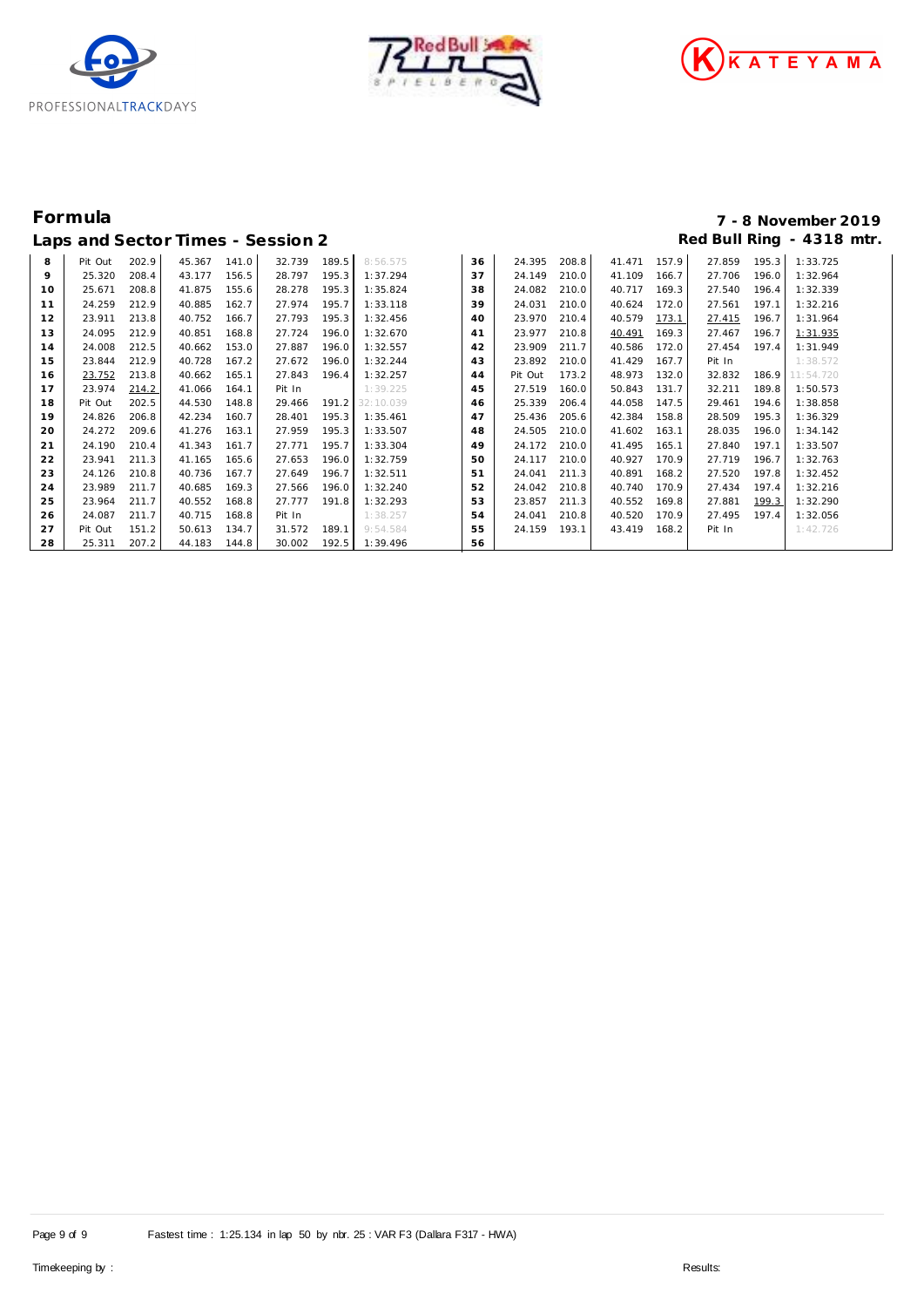## Formula

**7 - 8 November 2019**

## Laps and Sector Times - Session 2

**Red Bull Ring - 4318 mtr.**

| | | | | | | | | | | | | | | | | |
|---|---|---|---|---|---|---|---|---|---|---|---|---|---|---|---|---|
| 8 | Pit Out | 202.9 | 45.367 | 141.0 | 32.739 | 189.5 | 8:56.575 | | 36 | 24.395 | 208.8 | 41.471 | 157.9 | 27.859 | 195.3 | 1:33.725 |
| 9 | 25.320 | 208.4 | 43.177 | 156.5 | 28.797 | 195.3 | 1:37.294 | | 37 | 24.149 | 210.0 | 41.109 | 166.7 | 27.706 | 196.0 | 1:32.964 |
| 10 | 25.671 | 208.8 | 41.875 | 155.6 | 28.278 | 195.3 | 1:35.824 | | 38 | 24.082 | 210.0 | 40.717 | 169.3 | 27.540 | 196.4 | 1:32.339 |
| 11 | 24.259 | 212.9 | 40.885 | 162.7 | 27.974 | 195.7 | 1:33.118 | | 39 | 24.031 | 210.0 | 40.624 | 172.0 | 27.561 | 197.1 | 1:32.216 |
| 12 | 23.911 | 213.8 | 40.752 | 166.7 | 27.793 | 195.3 | 1:32.456 | | 40 | 23.970 | 210.4 | 40.579 | 173.1 | 27.415 | 196.7 | 1:31.964 |
| 13 | 24.095 | 212.9 | 40.851 | 168.8 | 27.724 | 196.0 | 1:32.670 | | 41 | 23.977 | 210.8 | 40.491 | 169.3 | 27.467 | 196.7 | 1:31.935 |
| 14 | 24.008 | 212.5 | 40.662 | 153.0 | 27.887 | 196.0 | 1:32.557 | | 42 | 23.909 | 211.7 | 40.586 | 172.0 | 27.454 | 197.4 | 1:31.949 |
| 15 | 23.844 | 212.9 | 40.728 | 167.2 | 27.672 | 196.0 | 1:32.244 | | 43 | 23.892 | 210.0 | 41.429 | 167.7 | Pit In | | 1:38.572 |
| 16 | 23.752 | 213.8 | 40.662 | 165.1 | 27.843 | 196.4 | 1:32.257 | | 44 | Pit Out | 173.2 | 48.973 | 132.0 | 32.832 | 186.9 | 11:54.720 |
| 17 | 23.974 | 214.2 | 41.066 | 164.1 | Pit In | | 1:39.225 | | 45 | 27.519 | 160.0 | 50.843 | 131.7 | 32.211 | 189.8 | 1:50.573 |
| 18 | Pit Out | 202.5 | 44.530 | 148.8 | 29.466 | 191.2 | 32:10.039 | | 46 | 25.339 | 206.4 | 44.058 | 147.5 | 29.461 | 194.6 | 1:38.858 |
| 19 | 24.826 | 206.8 | 42.234 | 160.7 | 28.401 | 195.3 | 1:35.461 | | 47 | 25.436 | 205.6 | 42.384 | 158.8 | 28.509 | 195.3 | 1:36.329 |
| 20 | 24.272 | 209.6 | 41.276 | 163.1 | 27.959 | 195.3 | 1:33.507 | | 48 | 24.505 | 210.0 | 41.602 | 163.1 | 28.035 | 196.0 | 1:34.142 |
| 21 | 24.190 | 210.4 | 41.343 | 161.7 | 27.771 | 195.7 | 1:33.304 | | 49 | 24.172 | 210.0 | 41.495 | 165.1 | 27.840 | 197.1 | 1:33.507 |
| 22 | 23.941 | 211.3 | 41.165 | 165.6 | 27.653 | 196.0 | 1:32.759 | | 50 | 24.117 | 210.0 | 40.927 | 170.9 | 27.719 | 196.7 | 1:32.763 |
| 23 | 24.126 | 210.8 | 40.736 | 167.7 | 27.649 | 196.7 | 1:32.511 | | 51 | 24.041 | 211.3 | 40.891 | 168.2 | 27.520 | 197.8 | 1:32.452 |
| 24 | 23.989 | 211.7 | 40.685 | 169.3 | 27.566 | 196.0 | 1:32.240 | | 52 | 24.042 | 210.8 | 40.740 | 170.9 | 27.434 | 197.4 | 1:32.216 |
| 25 | 23.964 | 211.7 | 40.552 | 168.8 | 27.777 | 191.8 | 1:32.293 | | 53 | 23.857 | 211.3 | 40.552 | 169.8 | 27.881 | 199.3 | 1:32.290 |
| 26 | 24.087 | 211.7 | 40.715 | 168.8 | Pit In | | 1:38.257 | | 54 | 24.041 | 210.8 | 40.520 | 170.9 | 27.495 | 197.4 | 1:32.056 |
| 27 | Pit Out | 151.2 | 50.613 | 134.7 | 31.572 | 189.1 | 9:54.584 | | 55 | 24.159 | 193.1 | 43.419 | 168.2 | Pit In | | 1:42.726 |
| 28 | 25.311 | 207.2 | 44.183 | 144.8 | 30.002 | 192.5 | 1:39.496 | | 56 | | | | | | | |

Fastest time : 1:25.134 in lap 50 by nbr. 25 : VAR F3 (Dallara F317 - HWA)

Timekeeping by :

Results: